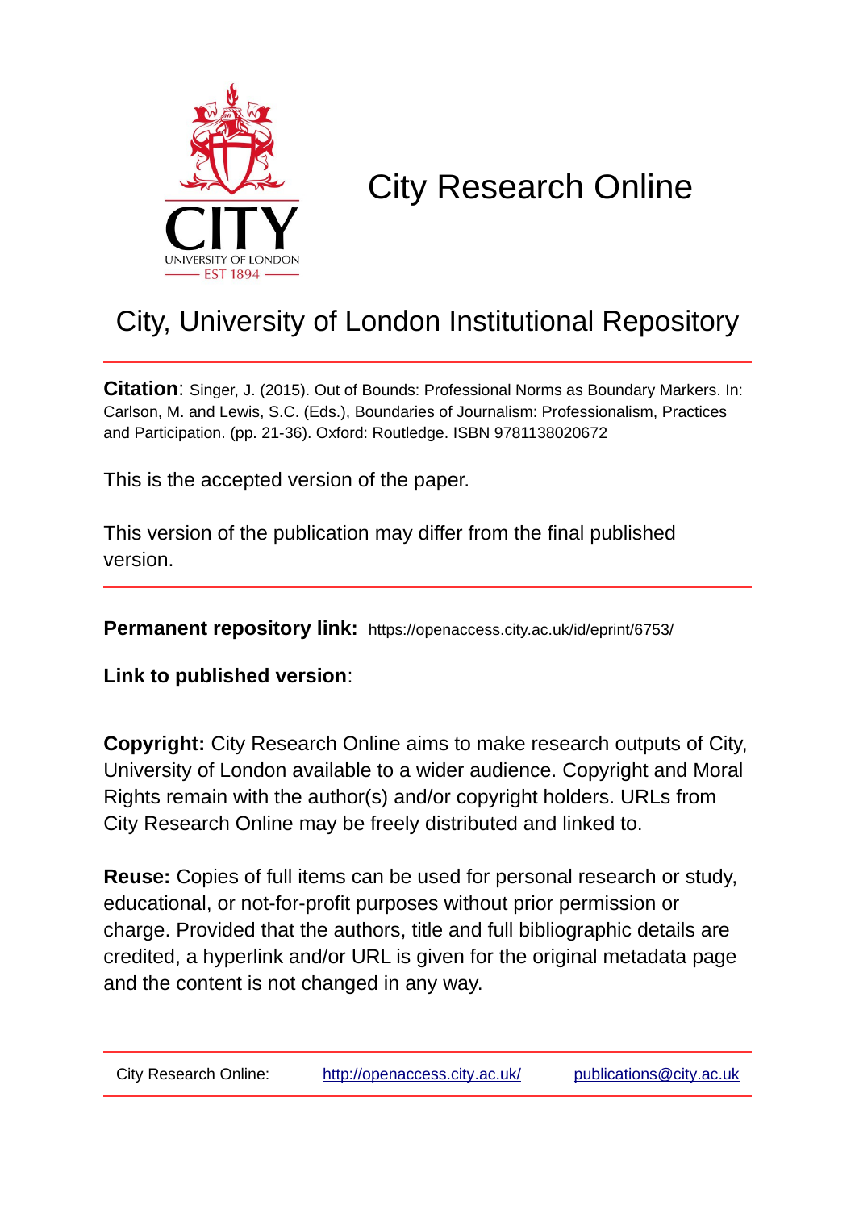CITY
UNIVERSITY OF LONDON
EST 1894

# City Research Online

## City, University of London Institutional Repository

**Citation**: Singer, J. (2015). Out of Bounds: Professional Norms as Boundary Markers. In: Carlson, M. and Lewis, S.C. (Eds.), Boundaries of Journalism: Professionalism, Practices and Participation. (pp. 21-36). Oxford: Routledge. ISBN 9781138020672

This is the accepted version of the paper.

This version of the publication may differ from the final published version.

**Permanent repository link:** https://openaccess.city.ac.uk/id/eprint/6753/

**Link to published version**:

**Copyright:** City Research Online aims to make research outputs of City, University of London available to a wider audience. Copyright and Moral Rights remain with the author(s) and/or copyright holders. URLs from City Research Online may be freely distributed and linked to.

**Reuse:** Copies of full items can be used for personal research or study, educational, or not-for-profit purposes without prior permission or charge. Provided that the authors, title and full bibliographic details are credited, a hyperlink and/or URL is given for the original metadata page and the content is not changed in any way.

City Research Online: http://openaccess.city.ac.uk/ publications@city.ac.uk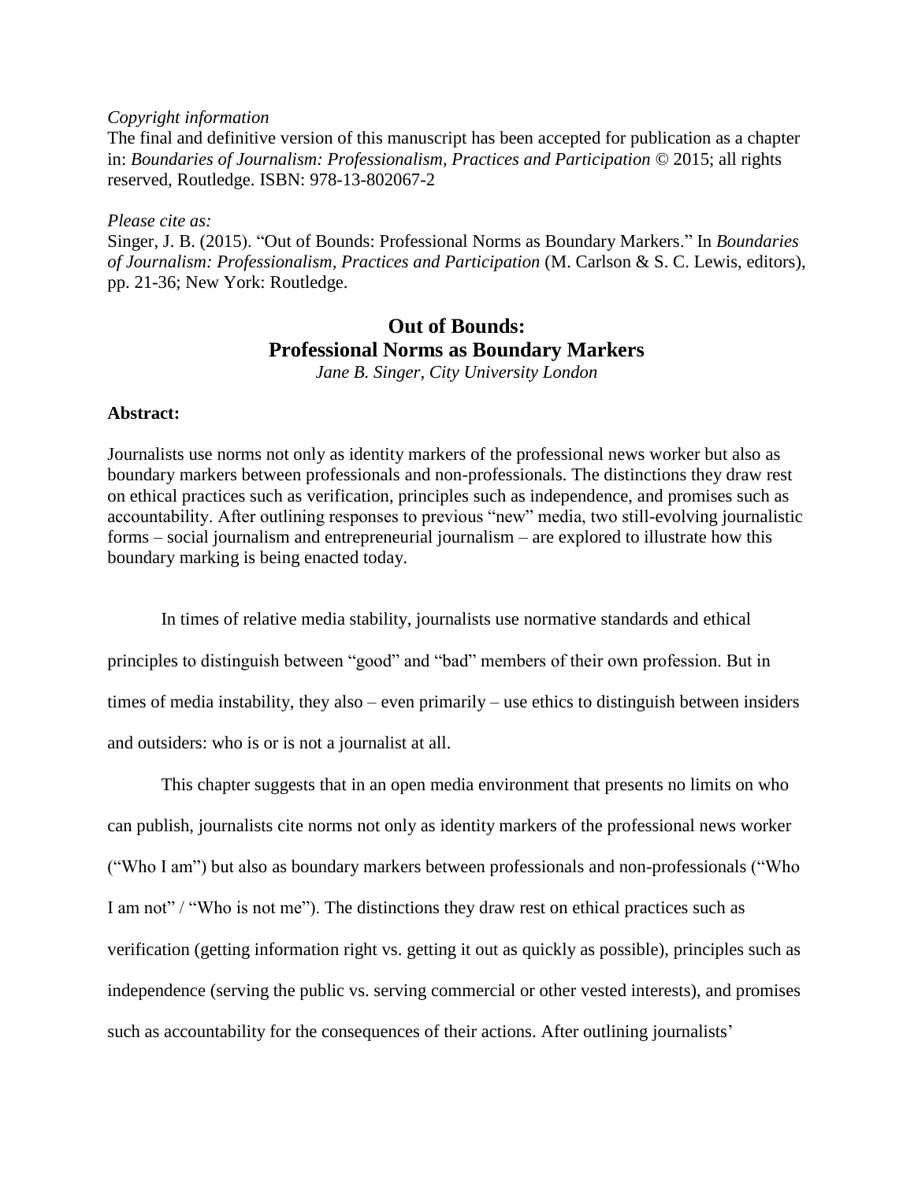*Copyright information*

The final and definitive version of this manuscript has been accepted for publication as a chapter in: *Boundaries of Journalism: Professionalism, Practices and Participation* © 2015; all rights reserved, Routledge. ISBN: 978-13-802067-2

*Please cite as:*

Singer, J. B. (2015). "Out of Bounds: Professional Norms as Boundary Markers." In *Boundaries of Journalism: Professionalism, Practices and Participation* (M. Carlson & S. C. Lewis, editors), pp. 21-36; New York: Routledge.

# Out of Bounds: Professional Norms as Boundary Markers

*Jane B. Singer, City University London*

**Abstract:**

Journalists use norms not only as identity markers of the professional news worker but also as boundary markers between professionals and non-professionals. The distinctions they draw rest on ethical practices such as verification, principles such as independence, and promises such as accountability. After outlining responses to previous "new" media, two still-evolving journalistic forms – social journalism and entrepreneurial journalism – are explored to illustrate how this boundary marking is being enacted today.

In times of relative media stability, journalists use normative standards and ethical principles to distinguish between "good" and "bad" members of their own profession. But in times of media instability, they also – even primarily – use ethics to distinguish between insiders and outsiders: who is or is not a journalist at all.

This chapter suggests that in an open media environment that presents no limits on who can publish, journalists cite norms not only as identity markers of the professional news worker ("Who I am") but also as boundary markers between professionals and non-professionals ("Who I am not" / "Who is not me"). The distinctions they draw rest on ethical practices such as verification (getting information right vs. getting it out as quickly as possible), principles such as independence (serving the public vs. serving commercial or other vested interests), and promises such as accountability for the consequences of their actions. After outlining journalists'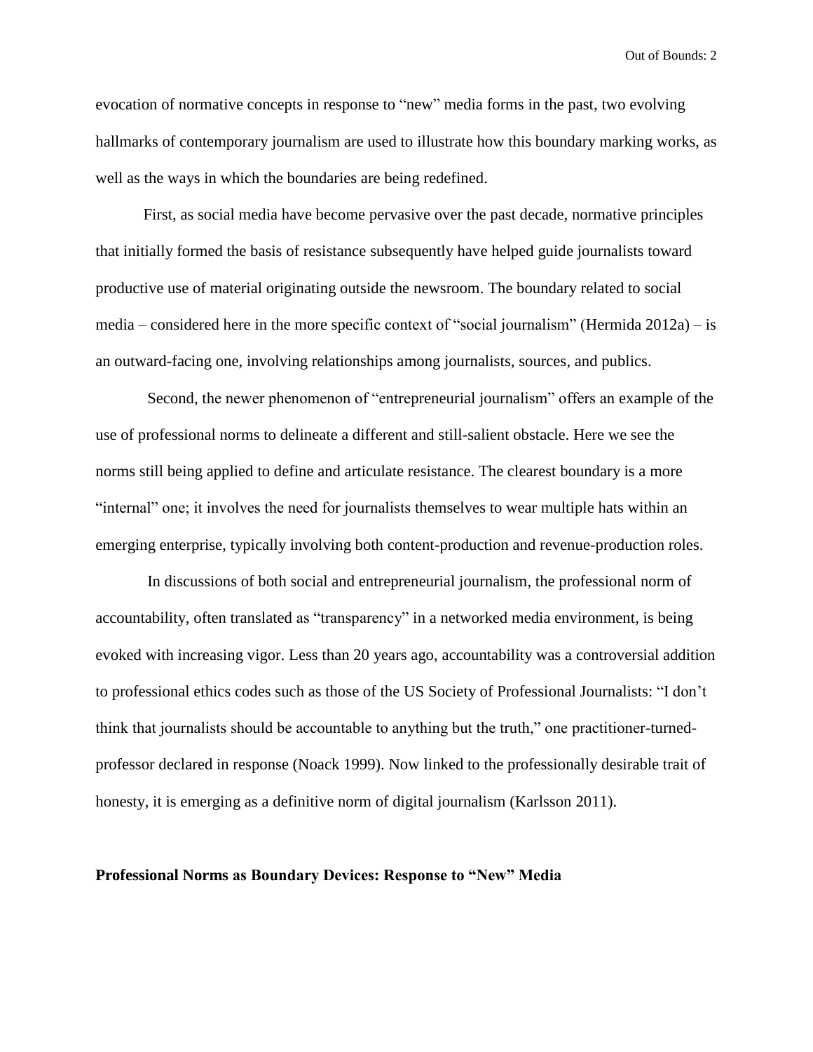evocation of normative concepts in response to "new" media forms in the past, two evolving hallmarks of contemporary journalism are used to illustrate how this boundary marking works, as well as the ways in which the boundaries are being redefined.

First, as social media have become pervasive over the past decade, normative principles that initially formed the basis of resistance subsequently have helped guide journalists toward productive use of material originating outside the newsroom. The boundary related to social media – considered here in the more specific context of "social journalism" (Hermida 2012a) – is an outward-facing one, involving relationships among journalists, sources, and publics.

Second, the newer phenomenon of "entrepreneurial journalism" offers an example of the use of professional norms to delineate a different and still-salient obstacle. Here we see the norms still being applied to define and articulate resistance. The clearest boundary is a more "internal" one; it involves the need for journalists themselves to wear multiple hats within an emerging enterprise, typically involving both content-production and revenue-production roles.

In discussions of both social and entrepreneurial journalism, the professional norm of accountability, often translated as "transparency" in a networked media environment, is being evoked with increasing vigor. Less than 20 years ago, accountability was a controversial addition to professional ethics codes such as those of the US Society of Professional Journalists: "I don't think that journalists should be accountable to anything but the truth," one practitioner-turned-professor declared in response (Noack 1999). Now linked to the professionally desirable trait of honesty, it is emerging as a definitive norm of digital journalism (Karlsson 2011).

## Professional Norms as Boundary Devices: Response to "New" Media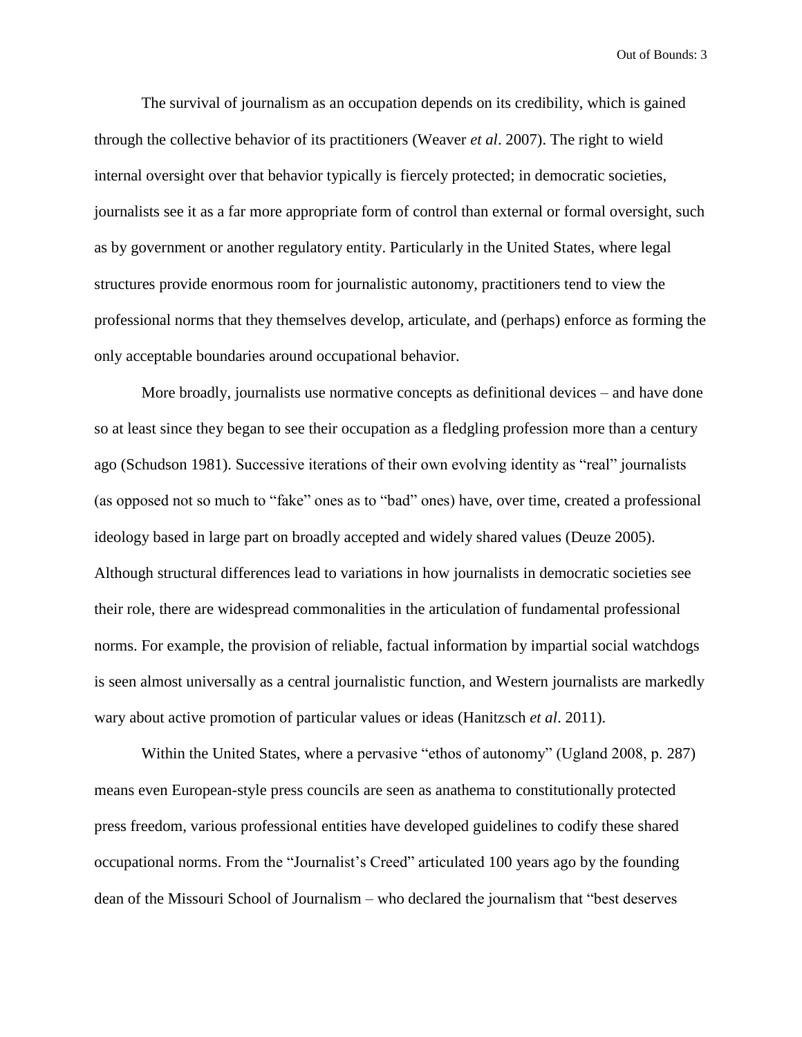The survival of journalism as an occupation depends on its credibility, which is gained through the collective behavior of its practitioners (Weaver *et al*. 2007). The right to wield internal oversight over that behavior typically is fiercely protected; in democratic societies, journalists see it as a far more appropriate form of control than external or formal oversight, such as by government or another regulatory entity. Particularly in the United States, where legal structures provide enormous room for journalistic autonomy, practitioners tend to view the professional norms that they themselves develop, articulate, and (perhaps) enforce as forming the only acceptable boundaries around occupational behavior.

More broadly, journalists use normative concepts as definitional devices – and have done so at least since they began to see their occupation as a fledgling profession more than a century ago (Schudson 1981). Successive iterations of their own evolving identity as "real" journalists (as opposed not so much to "fake" ones as to "bad" ones) have, over time, created a professional ideology based in large part on broadly accepted and widely shared values (Deuze 2005). Although structural differences lead to variations in how journalists in democratic societies see their role, there are widespread commonalities in the articulation of fundamental professional norms. For example, the provision of reliable, factual information by impartial social watchdogs is seen almost universally as a central journalistic function, and Western journalists are markedly wary about active promotion of particular values or ideas (Hanitzsch *et al*. 2011).

Within the United States, where a pervasive "ethos of autonomy" (Ugland 2008, p. 287) means even European-style press councils are seen as anathema to constitutionally protected press freedom, various professional entities have developed guidelines to codify these shared occupational norms. From the "Journalist's Creed" articulated 100 years ago by the founding dean of the Missouri School of Journalism – who declared the journalism that "best deserves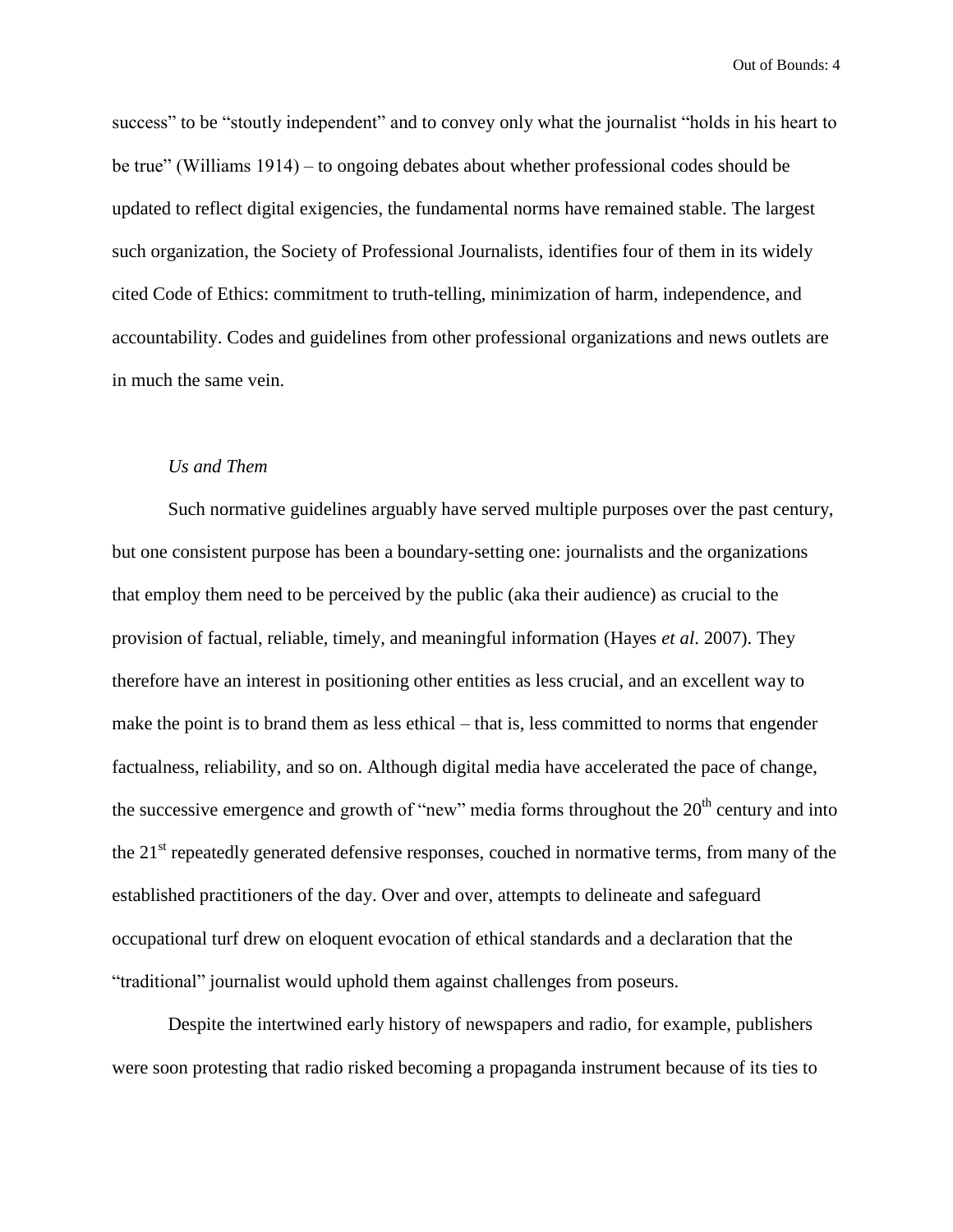success" to be "stoutly independent" and to convey only what the journalist "holds in his heart to be true" (Williams 1914) – to ongoing debates about whether professional codes should be updated to reflect digital exigencies, the fundamental norms have remained stable. The largest such organization, the Society of Professional Journalists, identifies four of them in its widely cited Code of Ethics: commitment to truth-telling, minimization of harm, independence, and accountability. Codes and guidelines from other professional organizations and news outlets are in much the same vein.

### *Us and Them*

Such normative guidelines arguably have served multiple purposes over the past century, but one consistent purpose has been a boundary-setting one: journalists and the organizations that employ them need to be perceived by the public (aka their audience) as crucial to the provision of factual, reliable, timely, and meaningful information (Hayes *et al*. 2007). They therefore have an interest in positioning other entities as less crucial, and an excellent way to make the point is to brand them as less ethical – that is, less committed to norms that engender factualness, reliability, and so on. Although digital media have accelerated the pace of change, the successive emergence and growth of "new" media forms throughout the 20th century and into the 21st repeatedly generated defensive responses, couched in normative terms, from many of the established practitioners of the day. Over and over, attempts to delineate and safeguard occupational turf drew on eloquent evocation of ethical standards and a declaration that the "traditional" journalist would uphold them against challenges from poseurs.

Despite the intertwined early history of newspapers and radio, for example, publishers were soon protesting that radio risked becoming a propaganda instrument because of its ties to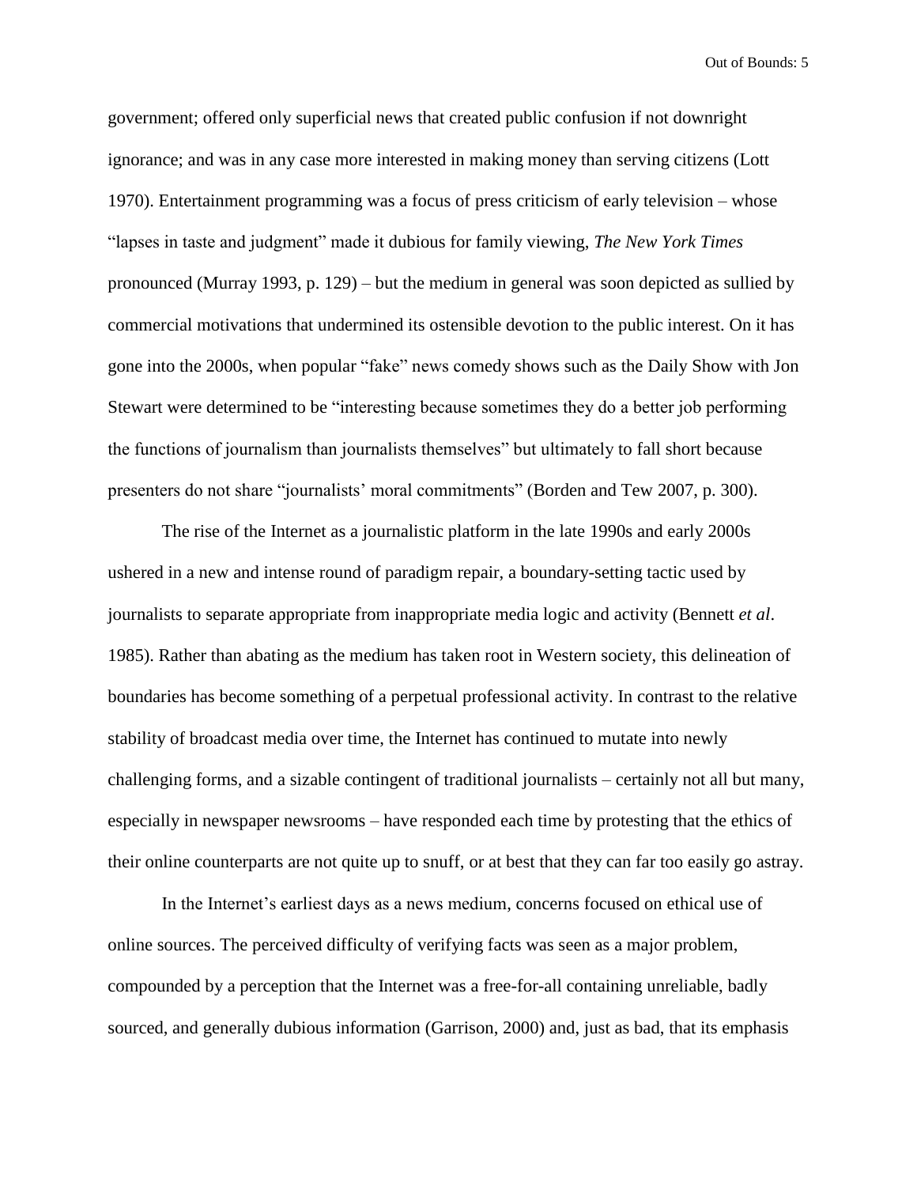government; offered only superficial news that created public confusion if not downright ignorance; and was in any case more interested in making money than serving citizens (Lott 1970). Entertainment programming was a focus of press criticism of early television – whose "lapses in taste and judgment" made it dubious for family viewing, *The New York Times* pronounced (Murray 1993, p. 129) – but the medium in general was soon depicted as sullied by commercial motivations that undermined its ostensible devotion to the public interest. On it has gone into the 2000s, when popular "fake" news comedy shows such as the Daily Show with Jon Stewart were determined to be "interesting because sometimes they do a better job performing the functions of journalism than journalists themselves" but ultimately to fall short because presenters do not share "journalists' moral commitments" (Borden and Tew 2007, p. 300).

The rise of the Internet as a journalistic platform in the late 1990s and early 2000s ushered in a new and intense round of paradigm repair, a boundary-setting tactic used by journalists to separate appropriate from inappropriate media logic and activity (Bennett *et al*. 1985). Rather than abating as the medium has taken root in Western society, this delineation of boundaries has become something of a perpetual professional activity. In contrast to the relative stability of broadcast media over time, the Internet has continued to mutate into newly challenging forms, and a sizable contingent of traditional journalists – certainly not all but many, especially in newspaper newsrooms – have responded each time by protesting that the ethics of their online counterparts are not quite up to snuff, or at best that they can far too easily go astray.

In the Internet's earliest days as a news medium, concerns focused on ethical use of online sources. The perceived difficulty of verifying facts was seen as a major problem, compounded by a perception that the Internet was a free-for-all containing unreliable, badly sourced, and generally dubious information (Garrison, 2000) and, just as bad, that its emphasis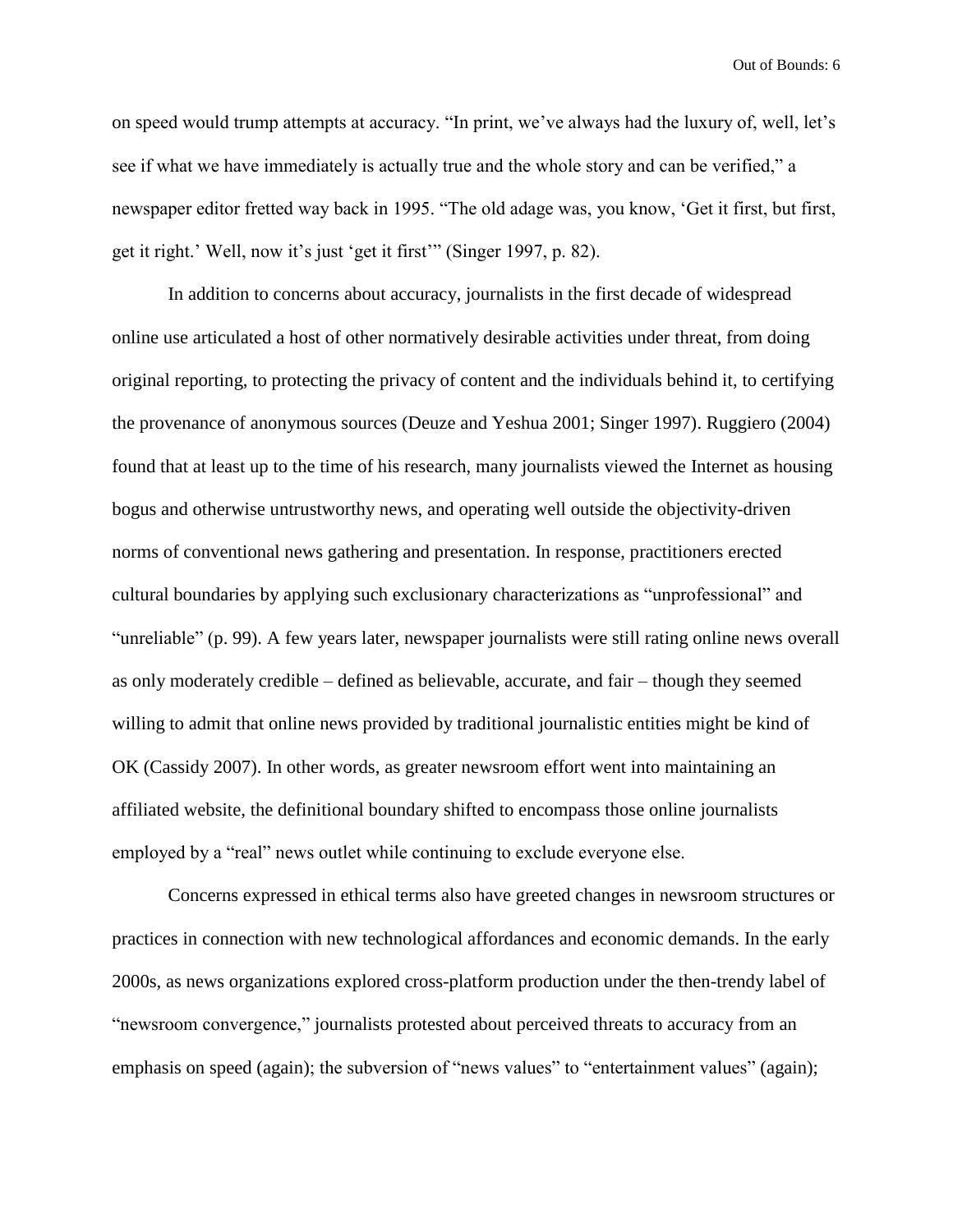on speed would trump attempts at accuracy. "In print, we've always had the luxury of, well, let's see if what we have immediately is actually true and the whole story and can be verified," a newspaper editor fretted way back in 1995. "The old adage was, you know, 'Get it first, but first, get it right.' Well, now it's just 'get it first'" (Singer 1997, p. 82).

In addition to concerns about accuracy, journalists in the first decade of widespread online use articulated a host of other normatively desirable activities under threat, from doing original reporting, to protecting the privacy of content and the individuals behind it, to certifying the provenance of anonymous sources (Deuze and Yeshua 2001; Singer 1997). Ruggiero (2004) found that at least up to the time of his research, many journalists viewed the Internet as housing bogus and otherwise untrustworthy news, and operating well outside the objectivity-driven norms of conventional news gathering and presentation. In response, practitioners erected cultural boundaries by applying such exclusionary characterizations as "unprofessional" and "unreliable" (p. 99). A few years later, newspaper journalists were still rating online news overall as only moderately credible – defined as believable, accurate, and fair – though they seemed willing to admit that online news provided by traditional journalistic entities might be kind of OK (Cassidy 2007). In other words, as greater newsroom effort went into maintaining an affiliated website, the definitional boundary shifted to encompass those online journalists employed by a "real" news outlet while continuing to exclude everyone else.

Concerns expressed in ethical terms also have greeted changes in newsroom structures or practices in connection with new technological affordances and economic demands. In the early 2000s, as news organizations explored cross-platform production under the then-trendy label of "newsroom convergence," journalists protested about perceived threats to accuracy from an emphasis on speed (again); the subversion of "news values" to "entertainment values" (again);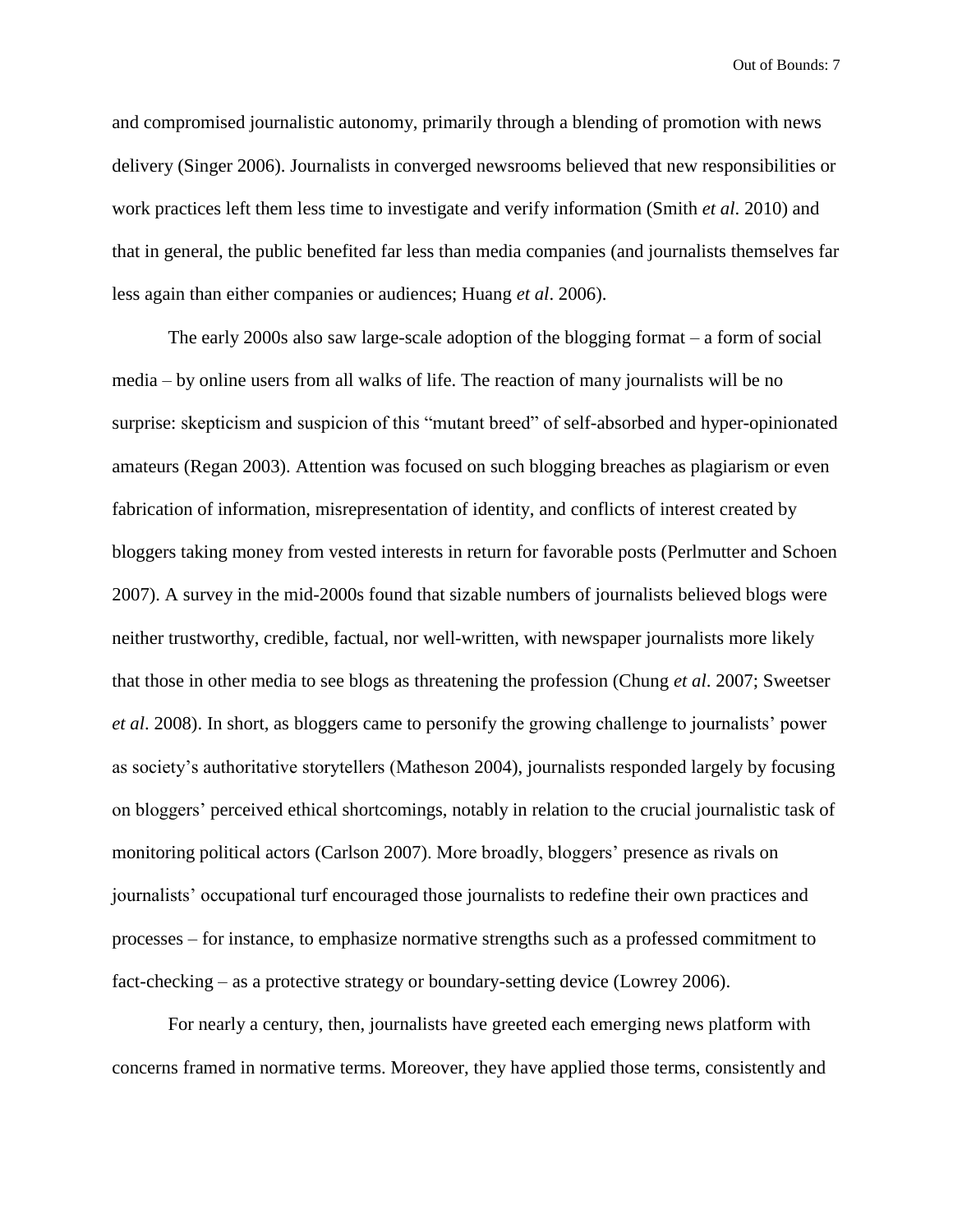and compromised journalistic autonomy, primarily through a blending of promotion with news delivery (Singer 2006). Journalists in converged newsrooms believed that new responsibilities or work practices left them less time to investigate and verify information (Smith *et al*. 2010) and that in general, the public benefited far less than media companies (and journalists themselves far less again than either companies or audiences; Huang *et al*. 2006).

The early 2000s also saw large-scale adoption of the blogging format – a form of social media – by online users from all walks of life. The reaction of many journalists will be no surprise: skepticism and suspicion of this "mutant breed" of self-absorbed and hyper-opinionated amateurs (Regan 2003). Attention was focused on such blogging breaches as plagiarism or even fabrication of information, misrepresentation of identity, and conflicts of interest created by bloggers taking money from vested interests in return for favorable posts (Perlmutter and Schoen 2007). A survey in the mid-2000s found that sizable numbers of journalists believed blogs were neither trustworthy, credible, factual, nor well-written, with newspaper journalists more likely that those in other media to see blogs as threatening the profession (Chung *et al*. 2007; Sweetser *et al*. 2008). In short, as bloggers came to personify the growing challenge to journalists' power as society's authoritative storytellers (Matheson 2004), journalists responded largely by focusing on bloggers' perceived ethical shortcomings, notably in relation to the crucial journalistic task of monitoring political actors (Carlson 2007). More broadly, bloggers' presence as rivals on journalists' occupational turf encouraged those journalists to redefine their own practices and processes – for instance, to emphasize normative strengths such as a professed commitment to fact-checking – as a protective strategy or boundary-setting device (Lowrey 2006).

For nearly a century, then, journalists have greeted each emerging news platform with concerns framed in normative terms. Moreover, they have applied those terms, consistently and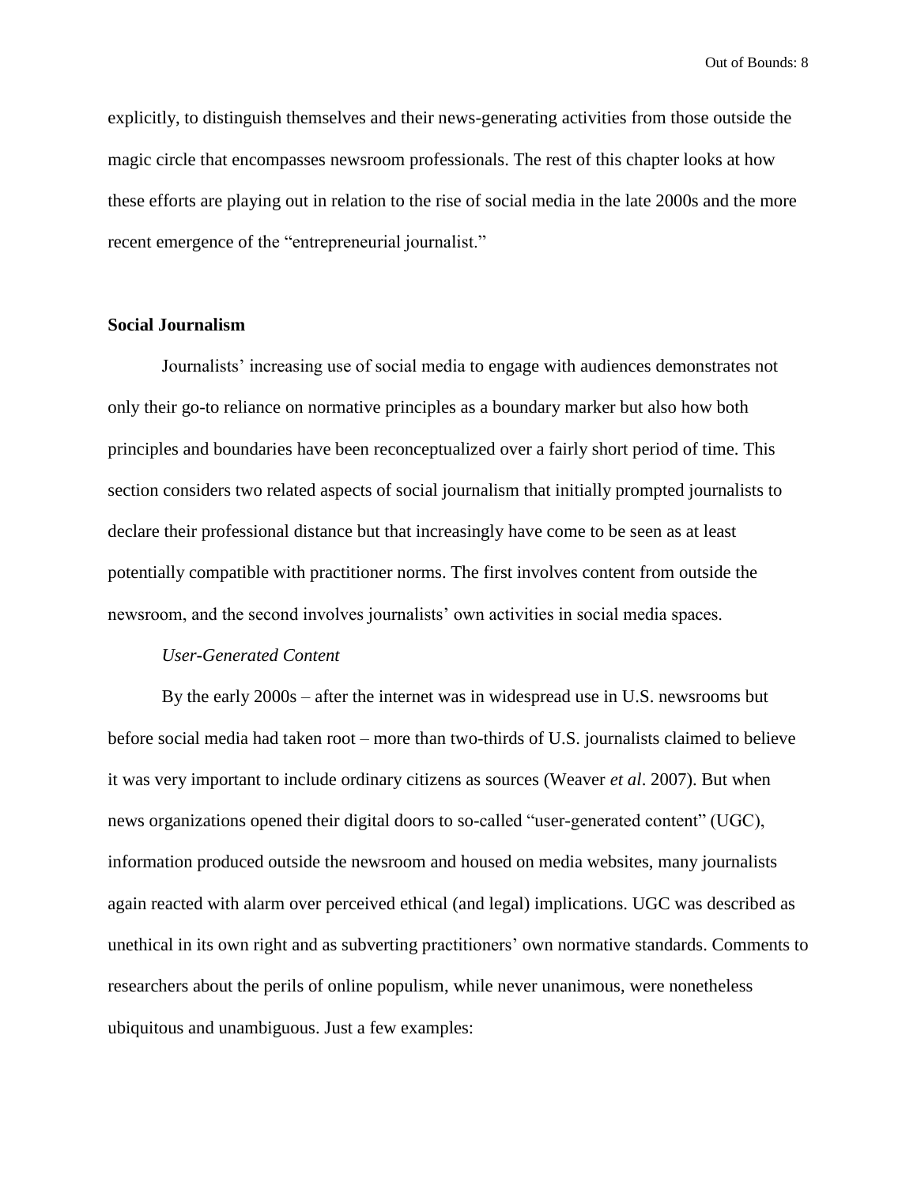explicitly, to distinguish themselves and their news-generating activities from those outside the magic circle that encompasses newsroom professionals. The rest of this chapter looks at how these efforts are playing out in relation to the rise of social media in the late 2000s and the more recent emergence of the "entrepreneurial journalist."

## Social Journalism

Journalists' increasing use of social media to engage with audiences demonstrates not only their go-to reliance on normative principles as a boundary marker but also how both principles and boundaries have been reconceptualized over a fairly short period of time. This section considers two related aspects of social journalism that initially prompted journalists to declare their professional distance but that increasingly have come to be seen as at least potentially compatible with practitioner norms. The first involves content from outside the newsroom, and the second involves journalists' own activities in social media spaces.

### *User-Generated Content*

By the early 2000s – after the internet was in widespread use in U.S. newsrooms but before social media had taken root – more than two-thirds of U.S. journalists claimed to believe it was very important to include ordinary citizens as sources (Weaver *et al*. 2007). But when news organizations opened their digital doors to so-called "user-generated content" (UGC), information produced outside the newsroom and housed on media websites, many journalists again reacted with alarm over perceived ethical (and legal) implications. UGC was described as unethical in its own right and as subverting practitioners' own normative standards. Comments to researchers about the perils of online populism, while never unanimous, were nonetheless ubiquitous and unambiguous. Just a few examples: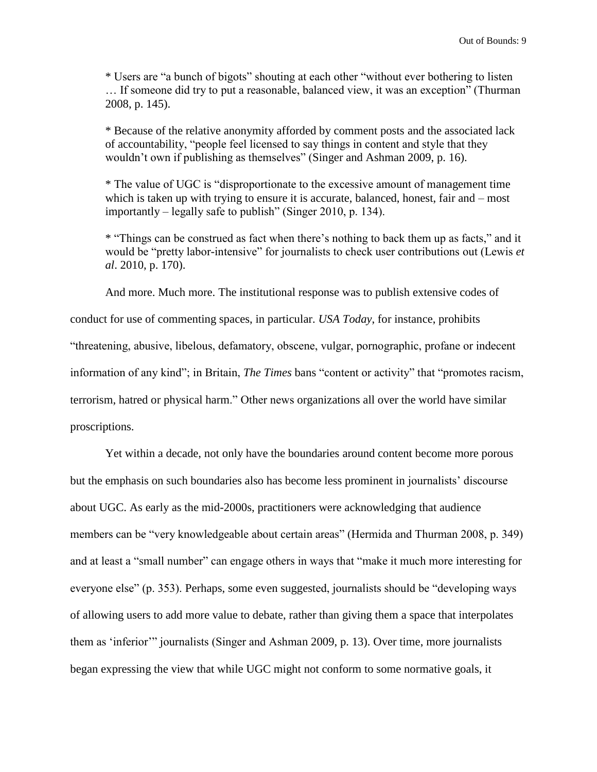* Users are "a bunch of bigots" shouting at each other "without ever bothering to listen … If someone did try to put a reasonable, balanced view, it was an exception" (Thurman 2008, p. 145).

* Because of the relative anonymity afforded by comment posts and the associated lack of accountability, "people feel licensed to say things in content and style that they wouldn't own if publishing as themselves" (Singer and Ashman 2009, p. 16).

* The value of UGC is "disproportionate to the excessive amount of management time which is taken up with trying to ensure it is accurate, balanced, honest, fair and – most importantly – legally safe to publish" (Singer 2010, p. 134).

* "Things can be construed as fact when there's nothing to back them up as facts," and it would be "pretty labor-intensive" for journalists to check user contributions out (Lewis *et al*. 2010, p. 170).

And more. Much more. The institutional response was to publish extensive codes of conduct for use of commenting spaces, in particular. *USA Today*, for instance, prohibits "threatening, abusive, libelous, defamatory, obscene, vulgar, pornographic, profane or indecent information of any kind"; in Britain, *The Times* bans "content or activity" that "promotes racism, terrorism, hatred or physical harm." Other news organizations all over the world have similar proscriptions.

Yet within a decade, not only have the boundaries around content become more porous but the emphasis on such boundaries also has become less prominent in journalists' discourse about UGC. As early as the mid-2000s, practitioners were acknowledging that audience members can be "very knowledgeable about certain areas" (Hermida and Thurman 2008, p. 349) and at least a "small number" can engage others in ways that "make it much more interesting for everyone else" (p. 353). Perhaps, some even suggested, journalists should be "developing ways of allowing users to add more value to debate, rather than giving them a space that interpolates them as 'inferior'" journalists (Singer and Ashman 2009, p. 13). Over time, more journalists began expressing the view that while UGC might not conform to some normative goals, it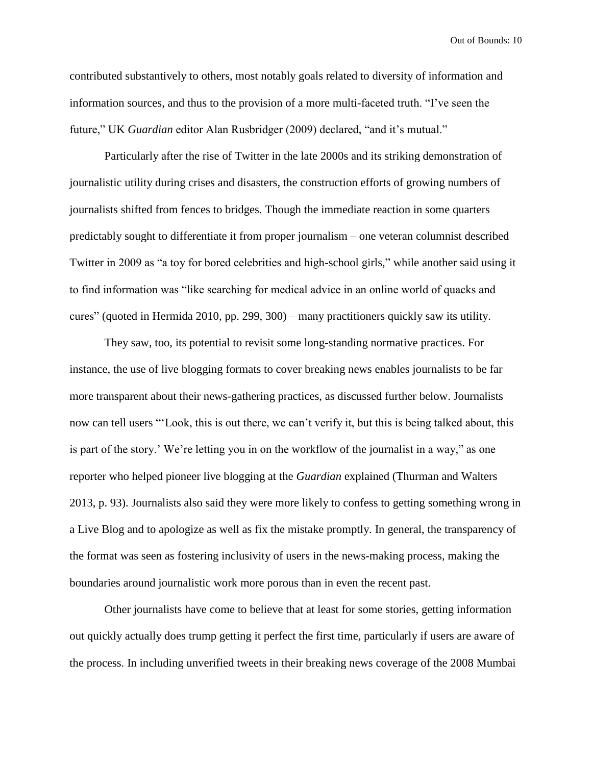contributed substantively to others, most notably goals related to diversity of information and information sources, and thus to the provision of a more multi-faceted truth. "I've seen the future," UK *Guardian* editor Alan Rusbridger (2009) declared, "and it's mutual."

Particularly after the rise of Twitter in the late 2000s and its striking demonstration of journalistic utility during crises and disasters, the construction efforts of growing numbers of journalists shifted from fences to bridges. Though the immediate reaction in some quarters predictably sought to differentiate it from proper journalism – one veteran columnist described Twitter in 2009 as "a toy for bored celebrities and high-school girls," while another said using it to find information was "like searching for medical advice in an online world of quacks and cures" (quoted in Hermida 2010, pp. 299, 300) – many practitioners quickly saw its utility.

They saw, too, its potential to revisit some long-standing normative practices. For instance, the use of live blogging formats to cover breaking news enables journalists to be far more transparent about their news-gathering practices, as discussed further below. Journalists now can tell users "'Look, this is out there, we can't verify it, but this is being talked about, this is part of the story.' We're letting you in on the workflow of the journalist in a way," as one reporter who helped pioneer live blogging at the *Guardian* explained (Thurman and Walters 2013, p. 93). Journalists also said they were more likely to confess to getting something wrong in a Live Blog and to apologize as well as fix the mistake promptly. In general, the transparency of the format was seen as fostering inclusivity of users in the news-making process, making the boundaries around journalistic work more porous than in even the recent past.

Other journalists have come to believe that at least for some stories, getting information out quickly actually does trump getting it perfect the first time, particularly if users are aware of the process. In including unverified tweets in their breaking news coverage of the 2008 Mumbai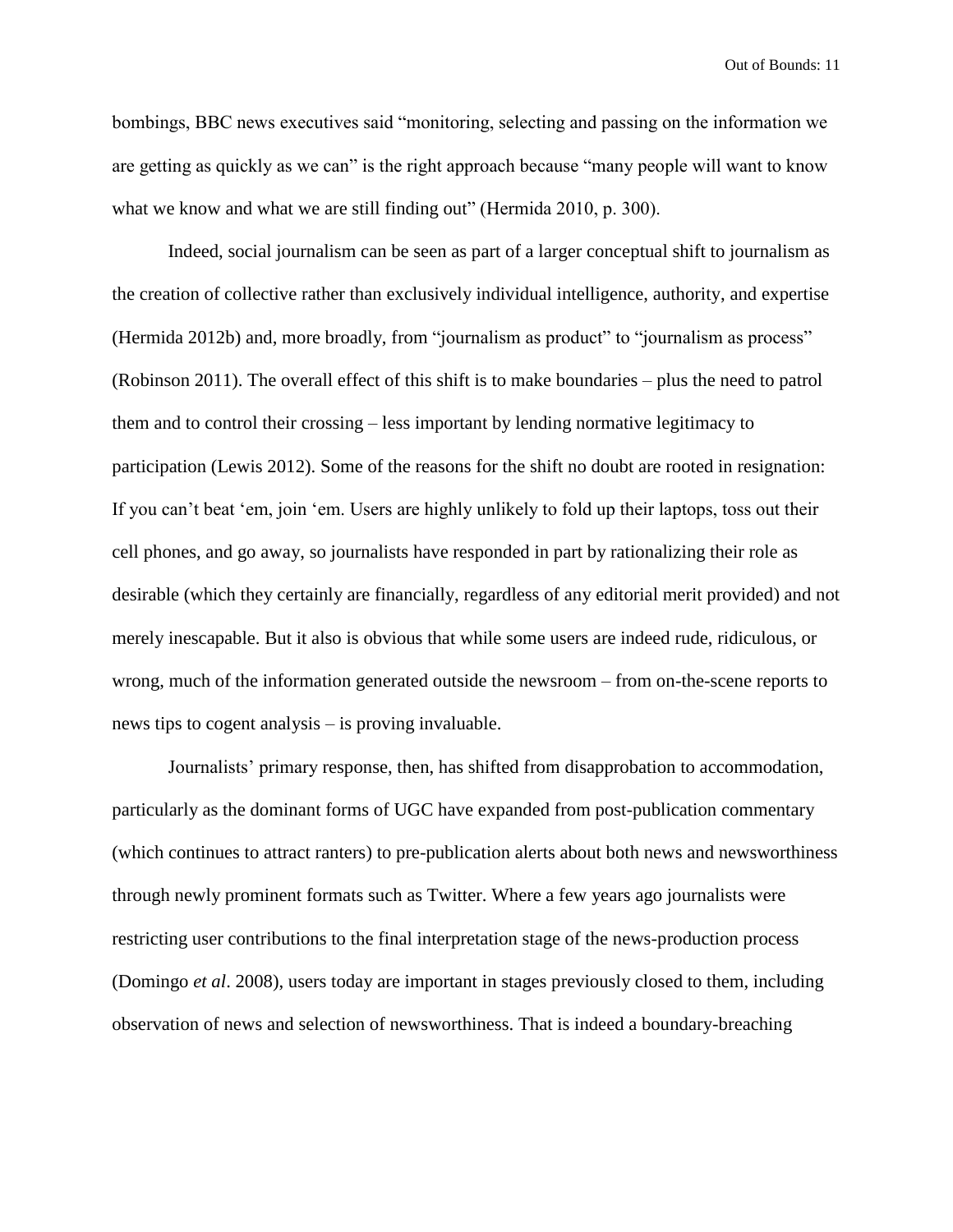bombings, BBC news executives said "monitoring, selecting and passing on the information we are getting as quickly as we can" is the right approach because "many people will want to know what we know and what we are still finding out" (Hermida 2010, p. 300).

Indeed, social journalism can be seen as part of a larger conceptual shift to journalism as the creation of collective rather than exclusively individual intelligence, authority, and expertise (Hermida 2012b) and, more broadly, from "journalism as product" to "journalism as process" (Robinson 2011). The overall effect of this shift is to make boundaries – plus the need to patrol them and to control their crossing – less important by lending normative legitimacy to participation (Lewis 2012). Some of the reasons for the shift no doubt are rooted in resignation: If you can't beat 'em, join 'em. Users are highly unlikely to fold up their laptops, toss out their cell phones, and go away, so journalists have responded in part by rationalizing their role as desirable (which they certainly are financially, regardless of any editorial merit provided) and not merely inescapable. But it also is obvious that while some users are indeed rude, ridiculous, or wrong, much of the information generated outside the newsroom – from on-the-scene reports to news tips to cogent analysis – is proving invaluable.

Journalists' primary response, then, has shifted from disapprobation to accommodation, particularly as the dominant forms of UGC have expanded from post-publication commentary (which continues to attract ranters) to pre-publication alerts about both news and newsworthiness through newly prominent formats such as Twitter. Where a few years ago journalists were restricting user contributions to the final interpretation stage of the news-production process (Domingo *et al*. 2008), users today are important in stages previously closed to them, including observation of news and selection of newsworthiness. That is indeed a boundary-breaching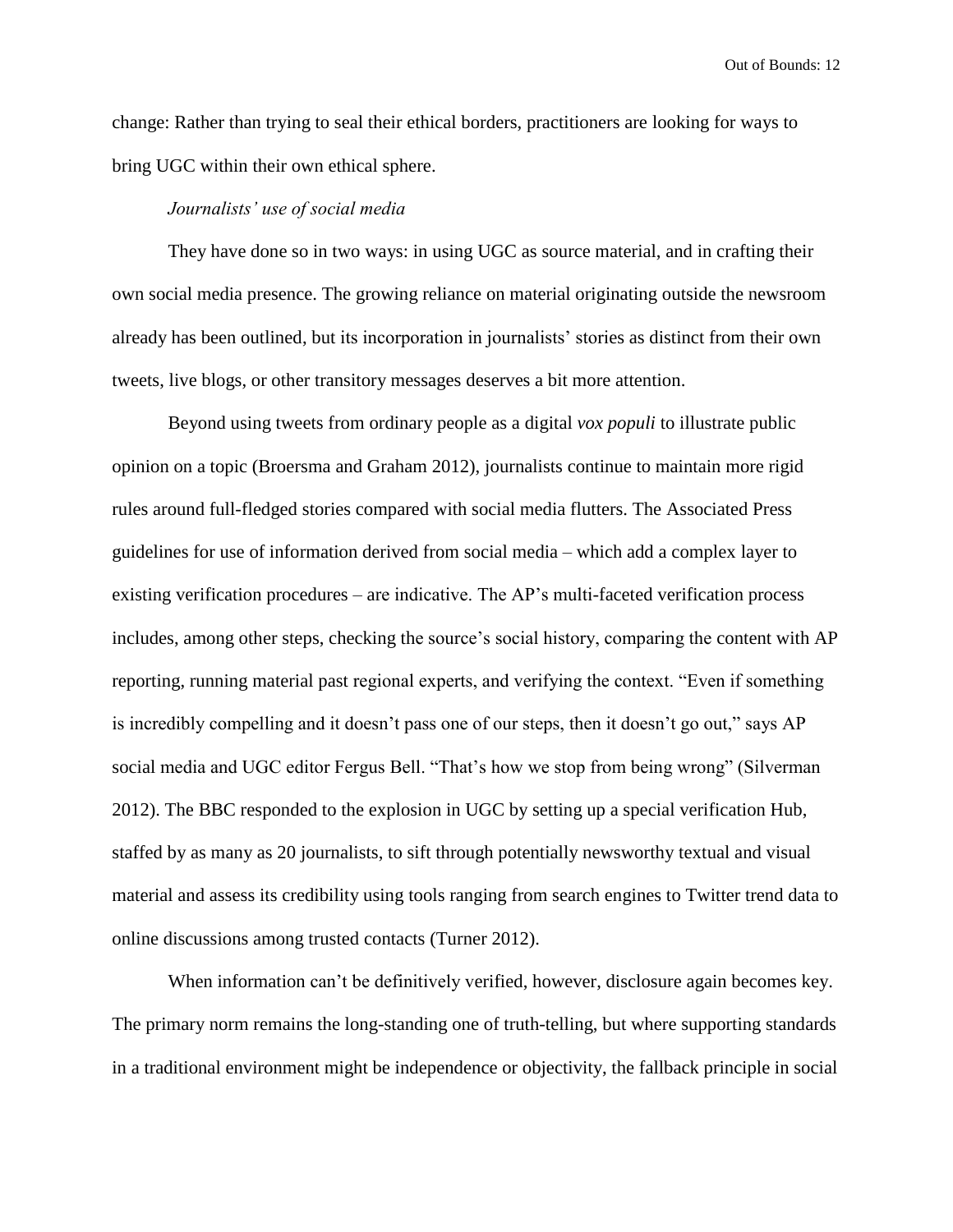change: Rather than trying to seal their ethical borders, practitioners are looking for ways to bring UGC within their own ethical sphere.

*Journalists' use of social media*

They have done so in two ways: in using UGC as source material, and in crafting their own social media presence. The growing reliance on material originating outside the newsroom already has been outlined, but its incorporation in journalists' stories as distinct from their own tweets, live blogs, or other transitory messages deserves a bit more attention.

Beyond using tweets from ordinary people as a digital *vox populi* to illustrate public opinion on a topic (Broersma and Graham 2012), journalists continue to maintain more rigid rules around full-fledged stories compared with social media flutters. The Associated Press guidelines for use of information derived from social media – which add a complex layer to existing verification procedures – are indicative. The AP's multi-faceted verification process includes, among other steps, checking the source's social history, comparing the content with AP reporting, running material past regional experts, and verifying the context. "Even if something is incredibly compelling and it doesn't pass one of our steps, then it doesn't go out," says AP social media and UGC editor Fergus Bell. "That's how we stop from being wrong" (Silverman 2012). The BBC responded to the explosion in UGC by setting up a special verification Hub, staffed by as many as 20 journalists, to sift through potentially newsworthy textual and visual material and assess its credibility using tools ranging from search engines to Twitter trend data to online discussions among trusted contacts (Turner 2012).

When information can't be definitively verified, however, disclosure again becomes key. The primary norm remains the long-standing one of truth-telling, but where supporting standards in a traditional environment might be independence or objectivity, the fallback principle in social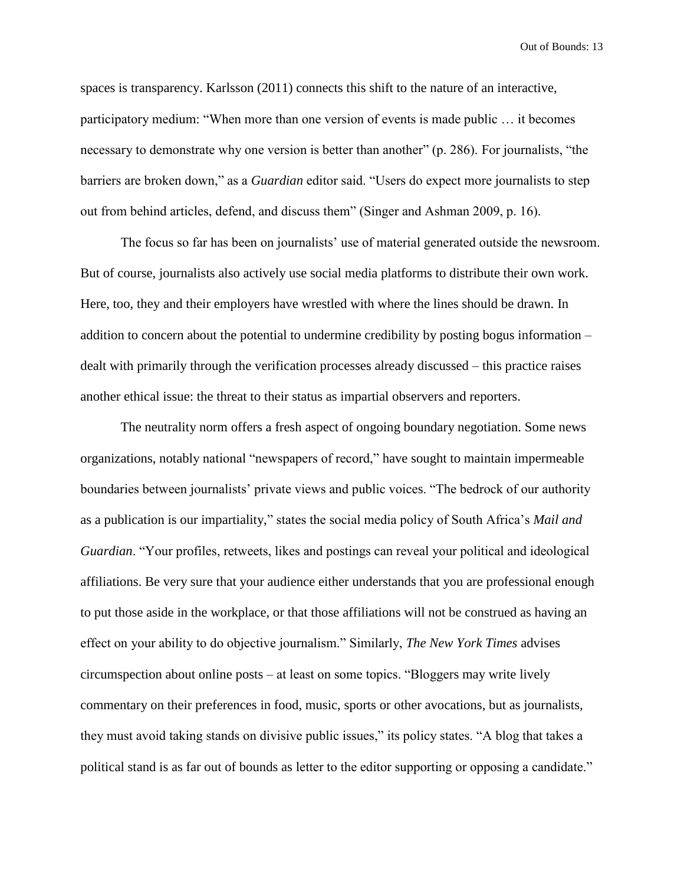spaces is transparency. Karlsson (2011) connects this shift to the nature of an interactive, participatory medium: "When more than one version of events is made public … it becomes necessary to demonstrate why one version is better than another" (p. 286). For journalists, "the barriers are broken down," as a *Guardian* editor said. "Users do expect more journalists to step out from behind articles, defend, and discuss them" (Singer and Ashman 2009, p. 16).

The focus so far has been on journalists' use of material generated outside the newsroom. But of course, journalists also actively use social media platforms to distribute their own work. Here, too, they and their employers have wrestled with where the lines should be drawn. In addition to concern about the potential to undermine credibility by posting bogus information – dealt with primarily through the verification processes already discussed – this practice raises another ethical issue: the threat to their status as impartial observers and reporters.

The neutrality norm offers a fresh aspect of ongoing boundary negotiation. Some news organizations, notably national "newspapers of record," have sought to maintain impermeable boundaries between journalists' private views and public voices. "The bedrock of our authority as a publication is our impartiality," states the social media policy of South Africa's *Mail and Guardian*. "Your profiles, retweets, likes and postings can reveal your political and ideological affiliations. Be very sure that your audience either understands that you are professional enough to put those aside in the workplace, or that those affiliations will not be construed as having an effect on your ability to do objective journalism." Similarly, *The New York Times* advises circumspection about online posts – at least on some topics. "Bloggers may write lively commentary on their preferences in food, music, sports or other avocations, but as journalists, they must avoid taking stands on divisive public issues," its policy states. "A blog that takes a political stand is as far out of bounds as letter to the editor supporting or opposing a candidate."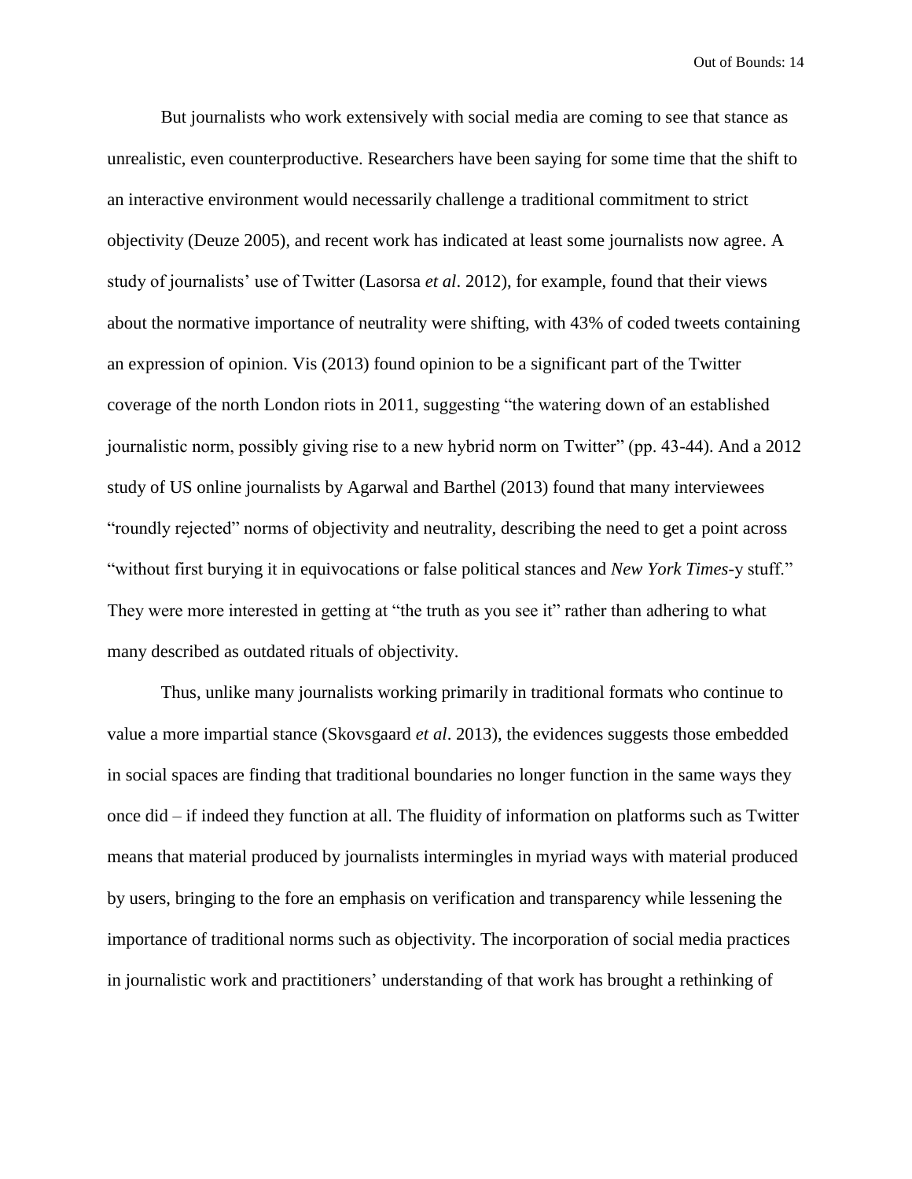But journalists who work extensively with social media are coming to see that stance as unrealistic, even counterproductive. Researchers have been saying for some time that the shift to an interactive environment would necessarily challenge a traditional commitment to strict objectivity (Deuze 2005), and recent work has indicated at least some journalists now agree. A study of journalists' use of Twitter (Lasorsa *et al*. 2012), for example, found that their views about the normative importance of neutrality were shifting, with 43% of coded tweets containing an expression of opinion. Vis (2013) found opinion to be a significant part of the Twitter coverage of the north London riots in 2011, suggesting "the watering down of an established journalistic norm, possibly giving rise to a new hybrid norm on Twitter" (pp. 43-44). And a 2012 study of US online journalists by Agarwal and Barthel (2013) found that many interviewees "roundly rejected" norms of objectivity and neutrality, describing the need to get a point across "without first burying it in equivocations or false political stances and *New York Times*-y stuff." They were more interested in getting at "the truth as you see it" rather than adhering to what many described as outdated rituals of objectivity.

Thus, unlike many journalists working primarily in traditional formats who continue to value a more impartial stance (Skovsgaard *et al*. 2013), the evidences suggests those embedded in social spaces are finding that traditional boundaries no longer function in the same ways they once did – if indeed they function at all. The fluidity of information on platforms such as Twitter means that material produced by journalists intermingles in myriad ways with material produced by users, bringing to the fore an emphasis on verification and transparency while lessening the importance of traditional norms such as objectivity. The incorporation of social media practices in journalistic work and practitioners' understanding of that work has brought a rethinking of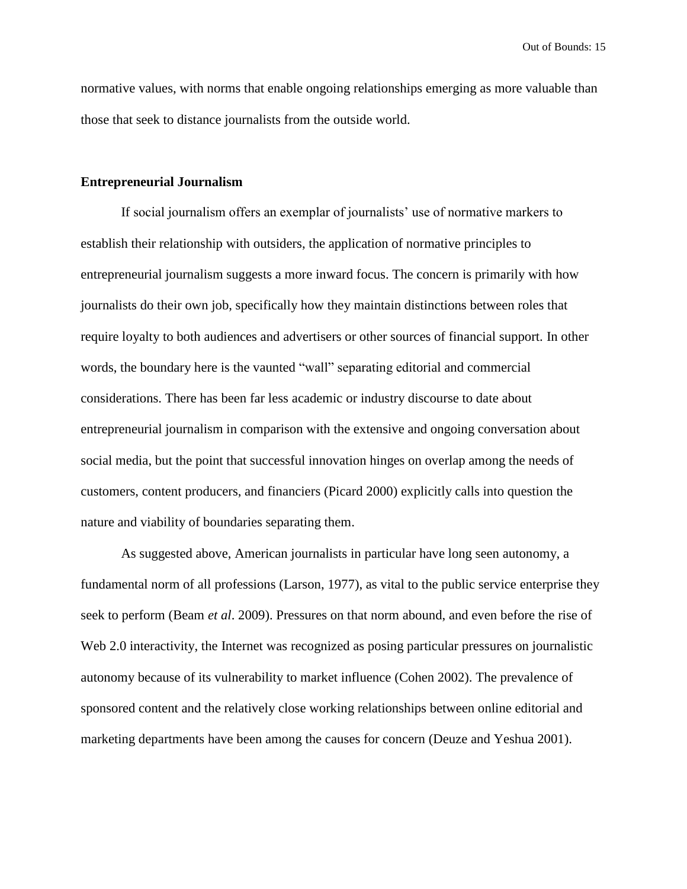normative values, with norms that enable ongoing relationships emerging as more valuable than those that seek to distance journalists from the outside world.

**Entrepreneurial Journalism**

If social journalism offers an exemplar of journalists' use of normative markers to establish their relationship with outsiders, the application of normative principles to entrepreneurial journalism suggests a more inward focus. The concern is primarily with how journalists do their own job, specifically how they maintain distinctions between roles that require loyalty to both audiences and advertisers or other sources of financial support. In other words, the boundary here is the vaunted "wall" separating editorial and commercial considerations. There has been far less academic or industry discourse to date about entrepreneurial journalism in comparison with the extensive and ongoing conversation about social media, but the point that successful innovation hinges on overlap among the needs of customers, content producers, and financiers (Picard 2000) explicitly calls into question the nature and viability of boundaries separating them.

As suggested above, American journalists in particular have long seen autonomy, a fundamental norm of all professions (Larson, 1977), as vital to the public service enterprise they seek to perform (Beam *et al*. 2009). Pressures on that norm abound, and even before the rise of Web 2.0 interactivity, the Internet was recognized as posing particular pressures on journalistic autonomy because of its vulnerability to market influence (Cohen 2002). The prevalence of sponsored content and the relatively close working relationships between online editorial and marketing departments have been among the causes for concern (Deuze and Yeshua 2001).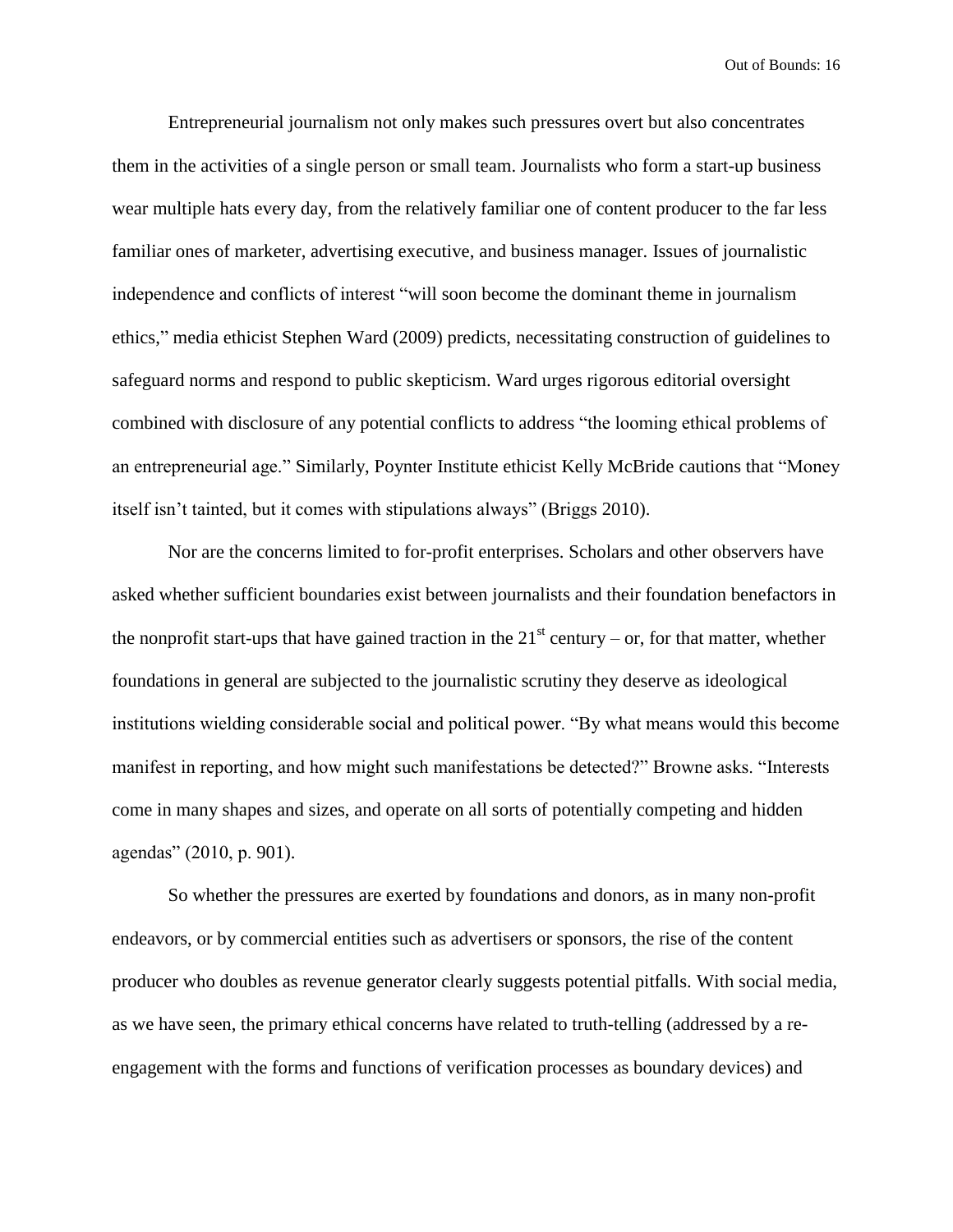Entrepreneurial journalism not only makes such pressures overt but also concentrates them in the activities of a single person or small team. Journalists who form a start-up business wear multiple hats every day, from the relatively familiar one of content producer to the far less familiar ones of marketer, advertising executive, and business manager. Issues of journalistic independence and conflicts of interest "will soon become the dominant theme in journalism ethics," media ethicist Stephen Ward (2009) predicts, necessitating construction of guidelines to safeguard norms and respond to public skepticism. Ward urges rigorous editorial oversight combined with disclosure of any potential conflicts to address "the looming ethical problems of an entrepreneurial age." Similarly, Poynter Institute ethicist Kelly McBride cautions that "Money itself isn't tainted, but it comes with stipulations always" (Briggs 2010).

Nor are the concerns limited to for-profit enterprises. Scholars and other observers have asked whether sufficient boundaries exist between journalists and their foundation benefactors in the nonprofit start-ups that have gained traction in the 21st century – or, for that matter, whether foundations in general are subjected to the journalistic scrutiny they deserve as ideological institutions wielding considerable social and political power. "By what means would this become manifest in reporting, and how might such manifestations be detected?" Browne asks. "Interests come in many shapes and sizes, and operate on all sorts of potentially competing and hidden agendas" (2010, p. 901).

So whether the pressures are exerted by foundations and donors, as in many non-profit endeavors, or by commercial entities such as advertisers or sponsors, the rise of the content producer who doubles as revenue generator clearly suggests potential pitfalls. With social media, as we have seen, the primary ethical concerns have related to truth-telling (addressed by a re-engagement with the forms and functions of verification processes as boundary devices) and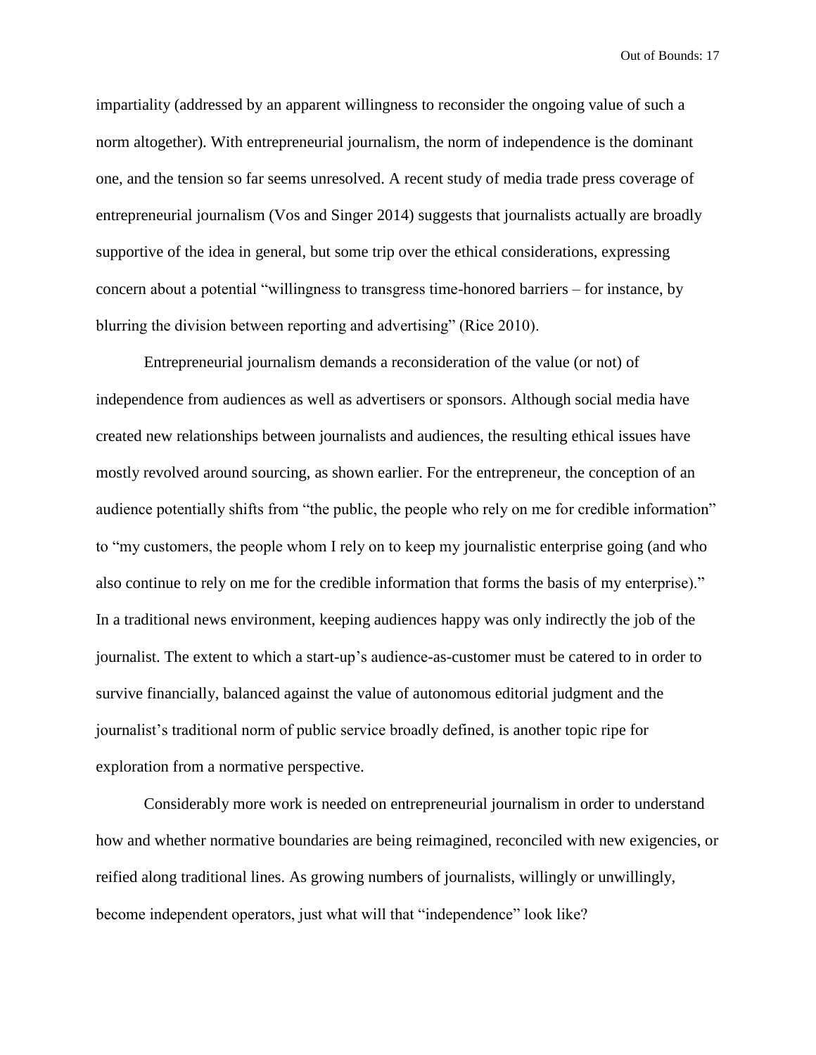impartiality (addressed by an apparent willingness to reconsider the ongoing value of such a norm altogether). With entrepreneurial journalism, the norm of independence is the dominant one, and the tension so far seems unresolved. A recent study of media trade press coverage of entrepreneurial journalism (Vos and Singer 2014) suggests that journalists actually are broadly supportive of the idea in general, but some trip over the ethical considerations, expressing concern about a potential "willingness to transgress time-honored barriers – for instance, by blurring the division between reporting and advertising" (Rice 2010).

Entrepreneurial journalism demands a reconsideration of the value (or not) of independence from audiences as well as advertisers or sponsors. Although social media have created new relationships between journalists and audiences, the resulting ethical issues have mostly revolved around sourcing, as shown earlier. For the entrepreneur, the conception of an audience potentially shifts from "the public, the people who rely on me for credible information" to "my customers, the people whom I rely on to keep my journalistic enterprise going (and who also continue to rely on me for the credible information that forms the basis of my enterprise)." In a traditional news environment, keeping audiences happy was only indirectly the job of the journalist. The extent to which a start-up's audience-as-customer must be catered to in order to survive financially, balanced against the value of autonomous editorial judgment and the journalist's traditional norm of public service broadly defined, is another topic ripe for exploration from a normative perspective.

Considerably more work is needed on entrepreneurial journalism in order to understand how and whether normative boundaries are being reimagined, reconciled with new exigencies, or reified along traditional lines. As growing numbers of journalists, willingly or unwillingly, become independent operators, just what will that "independence" look like?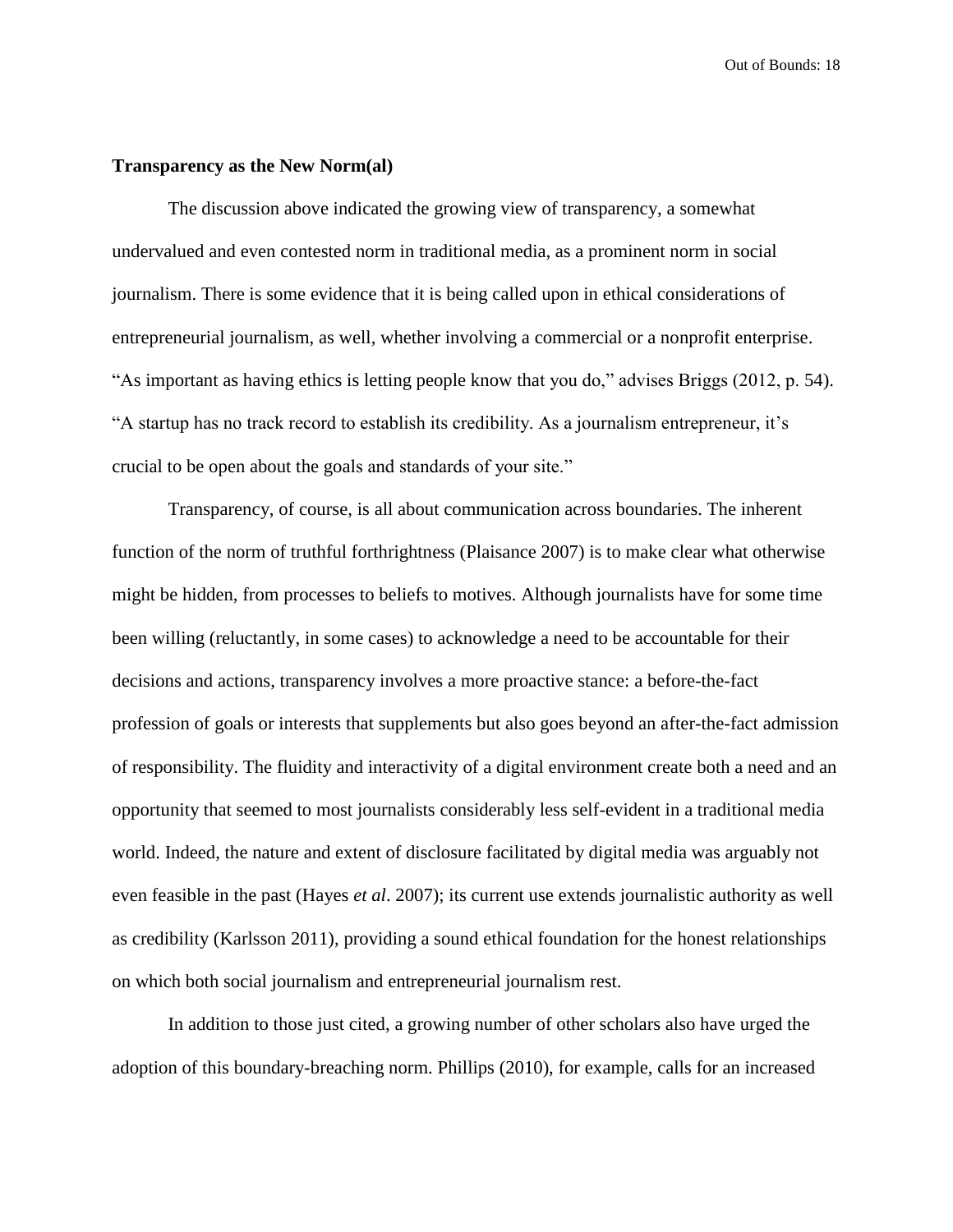**Transparency as the New Norm(al)**

The discussion above indicated the growing view of transparency, a somewhat undervalued and even contested norm in traditional media, as a prominent norm in social journalism. There is some evidence that it is being called upon in ethical considerations of entrepreneurial journalism, as well, whether involving a commercial or a nonprofit enterprise. "As important as having ethics is letting people know that you do," advises Briggs (2012, p. 54). "A startup has no track record to establish its credibility. As a journalism entrepreneur, it's crucial to be open about the goals and standards of your site."

Transparency, of course, is all about communication across boundaries. The inherent function of the norm of truthful forthrightness (Plaisance 2007) is to make clear what otherwise might be hidden, from processes to beliefs to motives. Although journalists have for some time been willing (reluctantly, in some cases) to acknowledge a need to be accountable for their decisions and actions, transparency involves a more proactive stance: a before-the-fact profession of goals or interests that supplements but also goes beyond an after-the-fact admission of responsibility. The fluidity and interactivity of a digital environment create both a need and an opportunity that seemed to most journalists considerably less self-evident in a traditional media world. Indeed, the nature and extent of disclosure facilitated by digital media was arguably not even feasible in the past (Hayes *et al*. 2007); its current use extends journalistic authority as well as credibility (Karlsson 2011), providing a sound ethical foundation for the honest relationships on which both social journalism and entrepreneurial journalism rest.

In addition to those just cited, a growing number of other scholars also have urged the adoption of this boundary-breaching norm. Phillips (2010), for example, calls for an increased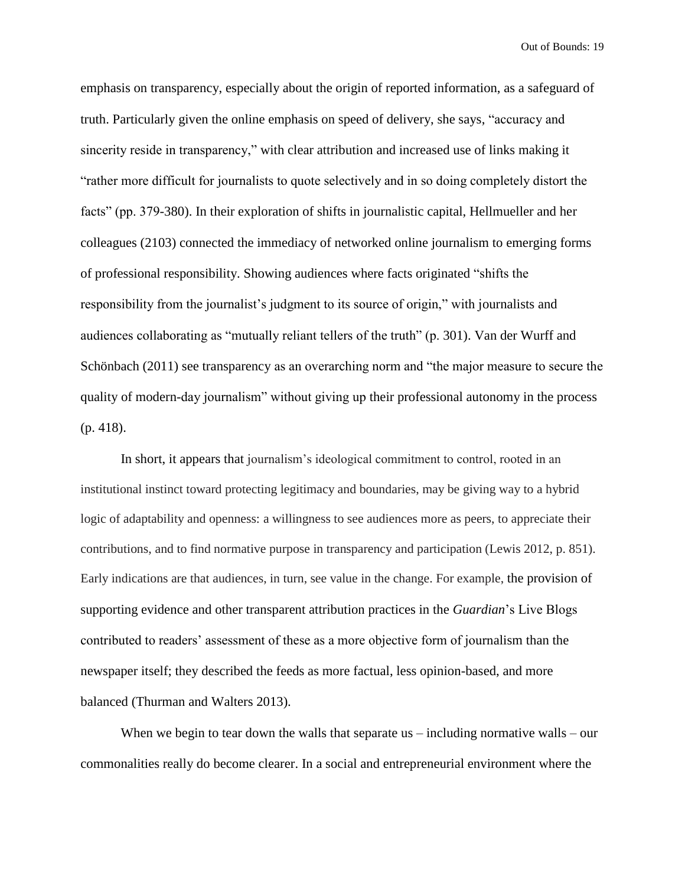emphasis on transparency, especially about the origin of reported information, as a safeguard of truth. Particularly given the online emphasis on speed of delivery, she says, "accuracy and sincerity reside in transparency," with clear attribution and increased use of links making it "rather more difficult for journalists to quote selectively and in so doing completely distort the facts" (pp. 379-380). In their exploration of shifts in journalistic capital, Hellmueller and her colleagues (2103) connected the immediacy of networked online journalism to emerging forms of professional responsibility. Showing audiences where facts originated "shifts the responsibility from the journalist's judgment to its source of origin," with journalists and audiences collaborating as "mutually reliant tellers of the truth" (p. 301). Van der Wurff and Schönbach (2011) see transparency as an overarching norm and "the major measure to secure the quality of modern-day journalism" without giving up their professional autonomy in the process (p. 418).

In short, it appears that journalism's ideological commitment to control, rooted in an institutional instinct toward protecting legitimacy and boundaries, may be giving way to a hybrid logic of adaptability and openness: a willingness to see audiences more as peers, to appreciate their contributions, and to find normative purpose in transparency and participation (Lewis 2012, p. 851). Early indications are that audiences, in turn, see value in the change. For example, the provision of supporting evidence and other transparent attribution practices in the *Guardian*'s Live Blogs contributed to readers' assessment of these as a more objective form of journalism than the newspaper itself; they described the feeds as more factual, less opinion-based, and more balanced (Thurman and Walters 2013).

When we begin to tear down the walls that separate us – including normative walls – our commonalities really do become clearer. In a social and entrepreneurial environment where the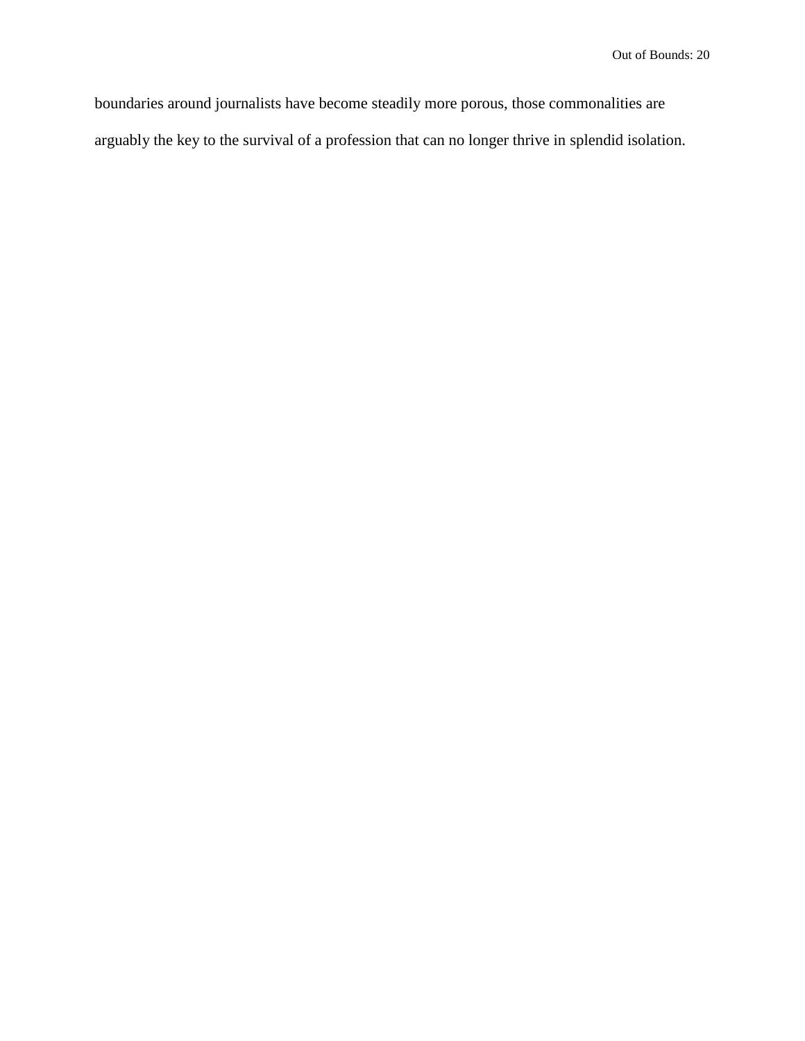boundaries around journalists have become steadily more porous, those commonalities are arguably the key to the survival of a profession that can no longer thrive in splendid isolation.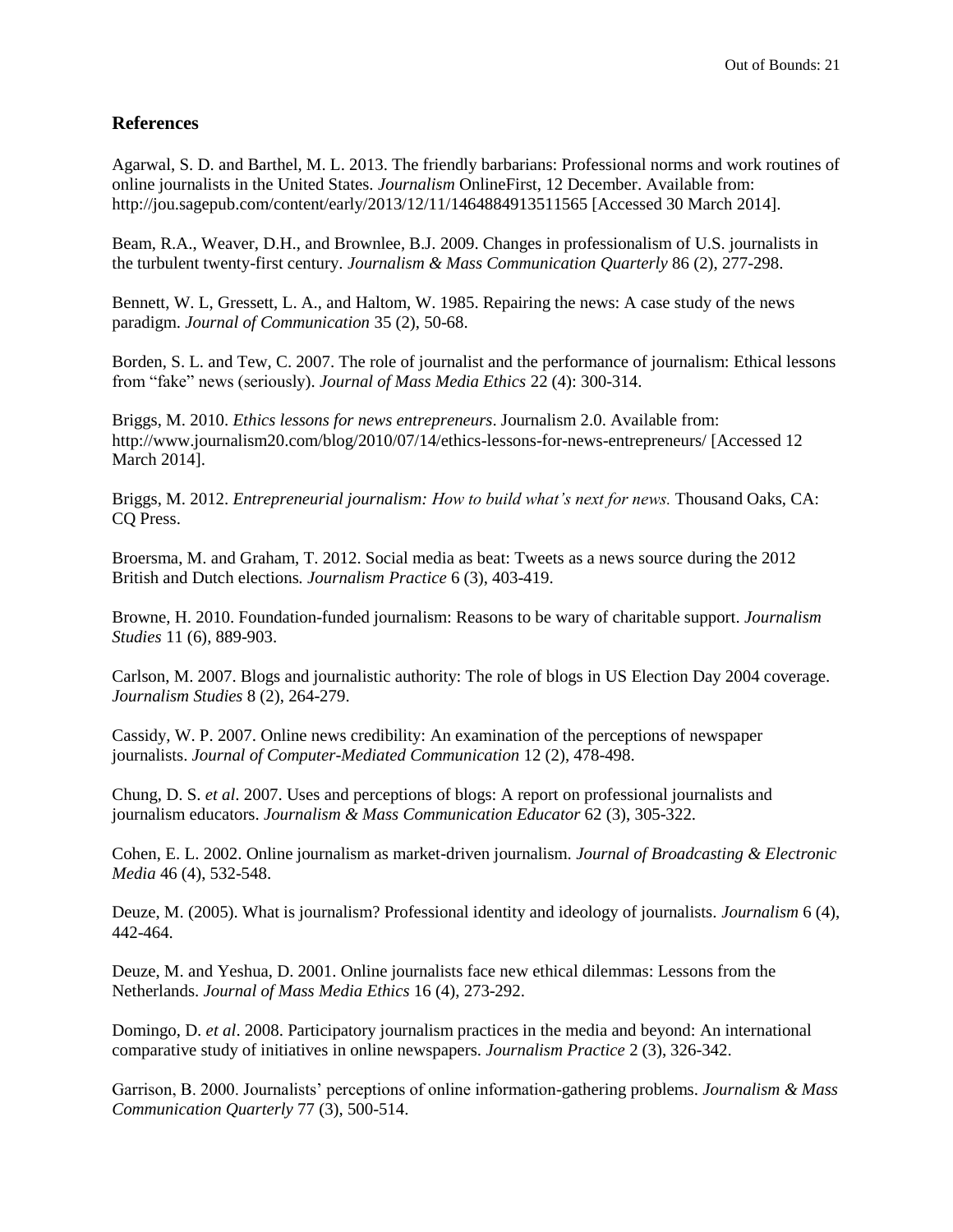## References

Agarwal, S. D. and Barthel, M. L. 2013. The friendly barbarians: Professional norms and work routines of online journalists in the United States. *Journalism* OnlineFirst, 12 December. Available from: http://jou.sagepub.com/content/early/2013/12/11/1464884913511565 [Accessed 30 March 2014].

Beam, R.A., Weaver, D.H., and Brownlee, B.J. 2009. Changes in professionalism of U.S. journalists in the turbulent twenty-first century. *Journalism & Mass Communication Quarterly* 86 (2), 277-298.

Bennett, W. L, Gressett, L. A., and Haltom, W. 1985. Repairing the news: A case study of the news paradigm. *Journal of Communication* 35 (2), 50-68.

Borden, S. L. and Tew, C. 2007. The role of journalist and the performance of journalism: Ethical lessons from "fake" news (seriously). *Journal of Mass Media Ethics* 22 (4): 300-314.

Briggs, M. 2010. *Ethics lessons for news entrepreneurs*. Journalism 2.0. Available from: http://www.journalism20.com/blog/2010/07/14/ethics-lessons-for-news-entrepreneurs/ [Accessed 12 March 2014].

Briggs, M. 2012. *Entrepreneurial journalism: How to build what's next for news.* Thousand Oaks, CA: CQ Press.

Broersma, M. and Graham, T. 2012. Social media as beat: Tweets as a news source during the 2012 British and Dutch elections*. Journalism Practice* 6 (3), 403-419.

Browne, H. 2010. Foundation-funded journalism: Reasons to be wary of charitable support. *Journalism Studies* 11 (6), 889-903.

Carlson, M. 2007. Blogs and journalistic authority: The role of blogs in US Election Day 2004 coverage. *Journalism Studies* 8 (2), 264-279.

Cassidy, W. P. 2007. Online news credibility: An examination of the perceptions of newspaper journalists. *Journal of Computer-Mediated Communication* 12 (2), 478-498.

Chung, D. S. *et al*. 2007. Uses and perceptions of blogs: A report on professional journalists and journalism educators. *Journalism & Mass Communication Educator* 62 (3), 305-322.

Cohen, E. L. 2002. Online journalism as market-driven journalism. *Journal of Broadcasting & Electronic Media* 46 (4), 532-548.

Deuze, M. (2005). What is journalism? Professional identity and ideology of journalists. *Journalism* 6 (4), 442-464.

Deuze, M. and Yeshua, D. 2001. Online journalists face new ethical dilemmas: Lessons from the Netherlands. *Journal of Mass Media Ethics* 16 (4), 273-292.

Domingo, D. *et al*. 2008. Participatory journalism practices in the media and beyond: An international comparative study of initiatives in online newspapers. *Journalism Practice* 2 (3), 326-342.

Garrison, B. 2000. Journalists' perceptions of online information-gathering problems. *Journalism & Mass Communication Quarterly* 77 (3), 500-514.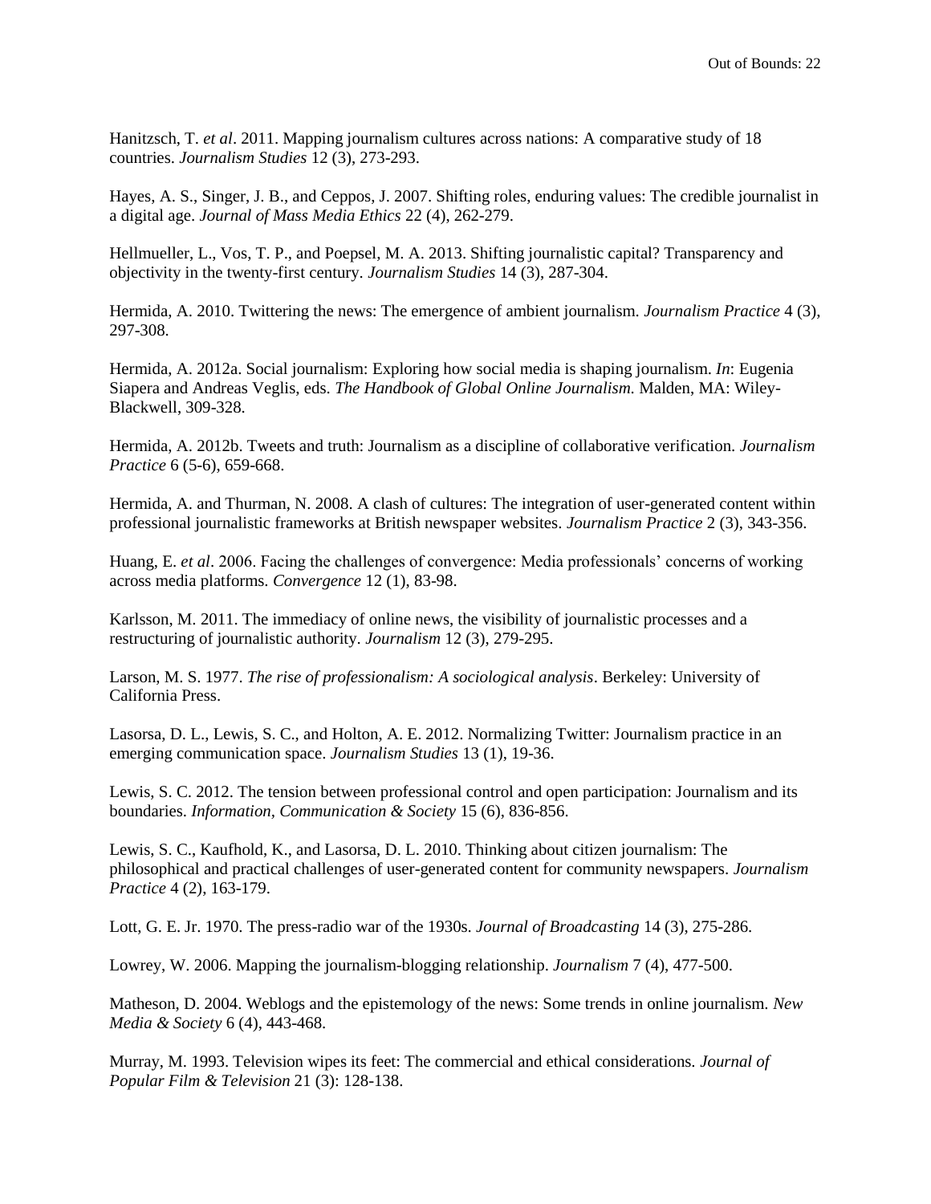Hanitzsch, T. *et al*. 2011. Mapping journalism cultures across nations: A comparative study of 18 countries. *Journalism Studies* 12 (3), 273-293.

Hayes, A. S., Singer, J. B., and Ceppos, J. 2007. Shifting roles, enduring values: The credible journalist in a digital age. *Journal of Mass Media Ethics* 22 (4), 262-279.

Hellmueller, L., Vos, T. P., and Poepsel, M. A. 2013. Shifting journalistic capital? Transparency and objectivity in the twenty-first century. *Journalism Studies* 14 (3), 287-304.

Hermida, A. 2010. Twittering the news: The emergence of ambient journalism. *Journalism Practice* 4 (3), 297-308.

Hermida, A. 2012a. Social journalism: Exploring how social media is shaping journalism. *In*: Eugenia Siapera and Andreas Veglis, eds. *The Handbook of Global Online Journalism.* Malden, MA: Wiley-Blackwell, 309-328.

Hermida, A. 2012b. Tweets and truth: Journalism as a discipline of collaborative verification. *Journalism Practice* 6 (5-6), 659-668.

Hermida, A. and Thurman, N. 2008. A clash of cultures: The integration of user-generated content within professional journalistic frameworks at British newspaper websites. *Journalism Practice* 2 (3), 343-356.

Huang, E. *et al*. 2006. Facing the challenges of convergence: Media professionals' concerns of working across media platforms. *Convergence* 12 (1), 83-98.

Karlsson, M. 2011. The immediacy of online news, the visibility of journalistic processes and a restructuring of journalistic authority. *Journalism* 12 (3), 279-295.

Larson, M. S. 1977. *The rise of professionalism: A sociological analysis*. Berkeley: University of California Press.

Lasorsa, D. L., Lewis, S. C., and Holton, A. E. 2012. Normalizing Twitter: Journalism practice in an emerging communication space. *Journalism Studies* 13 (1), 19-36.

Lewis, S. C. 2012. The tension between professional control and open participation: Journalism and its boundaries. *Information, Communication & Society* 15 (6), 836-856.

Lewis, S. C., Kaufhold, K., and Lasorsa, D. L. 2010. Thinking about citizen journalism: The philosophical and practical challenges of user-generated content for community newspapers. *Journalism Practice* 4 (2), 163-179.

Lott, G. E. Jr. 1970. The press-radio war of the 1930s. *Journal of Broadcasting* 14 (3), 275-286.

Lowrey, W. 2006. Mapping the journalism-blogging relationship. *Journalism* 7 (4), 477-500.

Matheson, D. 2004. Weblogs and the epistemology of the news: Some trends in online journalism. *New Media & Society* 6 (4), 443-468.

Murray, M. 1993. Television wipes its feet: The commercial and ethical considerations. *Journal of Popular Film & Television* 21 (3): 128-138.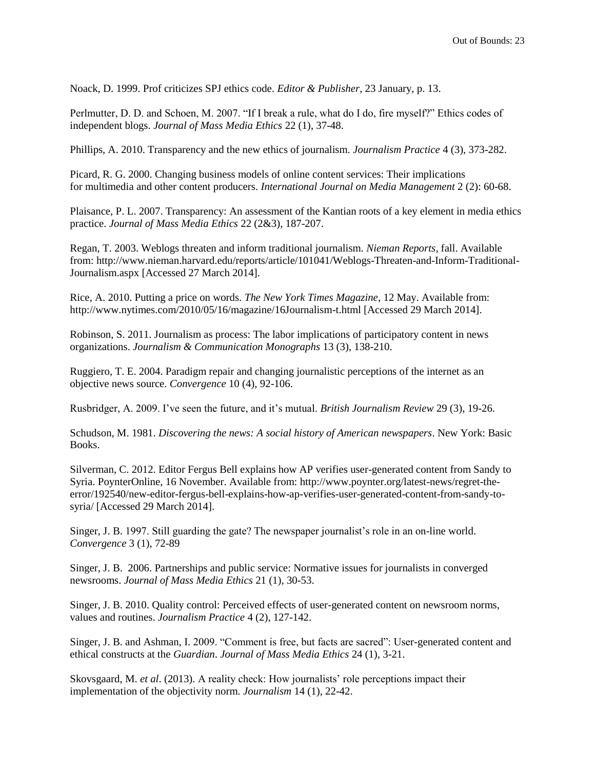Noack, D. 1999. Prof criticizes SPJ ethics code. *Editor & Publisher*, 23 January, p. 13.

Perlmutter, D. D. and Schoen, M. 2007. "If I break a rule, what do I do, fire myself?" Ethics codes of independent blogs. *Journal of Mass Media Ethics* 22 (1), 37-48.

Phillips, A. 2010. Transparency and the new ethics of journalism. *Journalism Practice* 4 (3), 373-282.

Picard, R. G. 2000. Changing business models of online content services: Their implications for multimedia and other content producers. *International Journal on Media Management* 2 (2): 60-68.

Plaisance, P. L. 2007. Transparency: An assessment of the Kantian roots of a key element in media ethics practice. *Journal of Mass Media Ethics* 22 (2&3), 187-207.

Regan, T. 2003. Weblogs threaten and inform traditional journalism. *Nieman Reports*, fall. Available from: http://www.nieman.harvard.edu/reports/article/101041/Weblogs-Threaten-and-Inform-Traditional-Journalism.aspx [Accessed 27 March 2014].

Rice, A. 2010. Putting a price on words. *The New York Times Magazine*, 12 May. Available from: http://www.nytimes.com/2010/05/16/magazine/16Journalism-t.html [Accessed 29 March 2014].

Robinson, S. 2011. Journalism as process: The labor implications of participatory content in news organizations. *Journalism & Communication Monographs* 13 (3), 138-210.

Ruggiero, T. E. 2004. Paradigm repair and changing journalistic perceptions of the internet as an objective news source. *Convergence* 10 (4), 92-106.

Rusbridger, A. 2009. I've seen the future, and it's mutual. *British Journalism Review* 29 (3), 19-26.

Schudson, M. 1981. *Discovering the news: A social history of American newspapers*. New York: Basic Books.

Silverman, C. 2012. Editor Fergus Bell explains how AP verifies user-generated content from Sandy to Syria. PoynterOnline, 16 November. Available from: http://www.poynter.org/latest-news/regret-the-error/192540/new-editor-fergus-bell-explains-how-ap-verifies-user-generated-content-from-sandy-to-syria/ [Accessed 29 March 2014].

Singer, J. B. 1997. Still guarding the gate? The newspaper journalist's role in an on-line world. *Convergence* 3 (1), 72-89

Singer, J. B. 2006. Partnerships and public service: Normative issues for journalists in converged newsrooms. *Journal of Mass Media Ethics* 21 (1), 30-53.

Singer, J. B. 2010. Quality control: Perceived effects of user-generated content on newsroom norms, values and routines. *Journalism Practice* 4 (2), 127-142.

Singer, J. B. and Ashman, I. 2009. "Comment is free, but facts are sacred": User-generated content and ethical constructs at the *Guardian*. *Journal of Mass Media Ethics* 24 (1), 3-21.

Skovsgaard, M. *et al*. (2013). A reality check: How journalists' role perceptions impact their implementation of the objectivity norm. *Journalism* 14 (1), 22-42.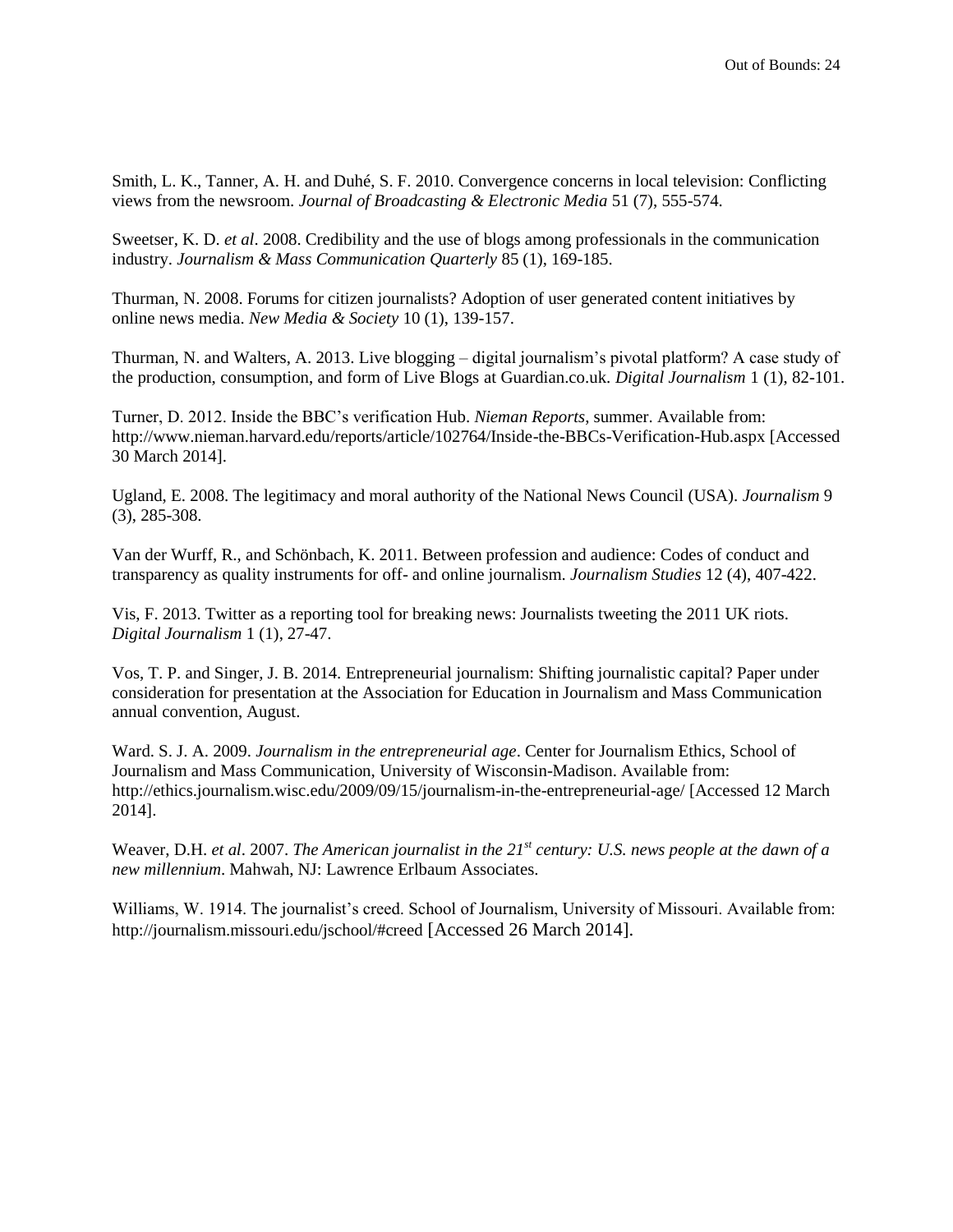Smith, L. K., Tanner, A. H. and Duhé, S. F. 2010. Convergence concerns in local television: Conflicting views from the newsroom. *Journal of Broadcasting & Electronic Media* 51 (7), 555-574.

Sweetser, K. D. *et al*. 2008. Credibility and the use of blogs among professionals in the communication industry. *Journalism & Mass Communication Quarterly* 85 (1), 169-185.

Thurman, N. 2008. Forums for citizen journalists? Adoption of user generated content initiatives by online news media. *New Media & Society* 10 (1), 139-157.

Thurman, N. and Walters, A. 2013. Live blogging – digital journalism's pivotal platform? A case study of the production, consumption, and form of Live Blogs at Guardian.co.uk. *Digital Journalism* 1 (1), 82-101.

Turner, D. 2012. Inside the BBC's verification Hub. *Nieman Reports*, summer. Available from: http://www.nieman.harvard.edu/reports/article/102764/Inside-the-BBCs-Verification-Hub.aspx [Accessed 30 March 2014].

Ugland, E. 2008. The legitimacy and moral authority of the National News Council (USA). *Journalism* 9 (3), 285-308.

Van der Wurff, R., and Schönbach, K. 2011. Between profession and audience: Codes of conduct and transparency as quality instruments for off- and online journalism. *Journalism Studies* 12 (4), 407-422.

Vis, F. 2013. Twitter as a reporting tool for breaking news: Journalists tweeting the 2011 UK riots. *Digital Journalism* 1 (1), 27-47.

Vos, T. P. and Singer, J. B. 2014. Entrepreneurial journalism: Shifting journalistic capital? Paper under consideration for presentation at the Association for Education in Journalism and Mass Communication annual convention, August.

Ward. S. J. A. 2009. *Journalism in the entrepreneurial age*. Center for Journalism Ethics, School of Journalism and Mass Communication, University of Wisconsin-Madison. Available from: http://ethics.journalism.wisc.edu/2009/09/15/journalism-in-the-entrepreneurial-age/ [Accessed 12 March 2014].

Weaver, D.H. *et al*. 2007. *The American journalist in the 21st century: U.S. news people at the dawn of a new millennium*. Mahwah, NJ: Lawrence Erlbaum Associates.

Williams, W. 1914. The journalist's creed. School of Journalism, University of Missouri. Available from: http://journalism.missouri.edu/jschool/#creed [Accessed 26 March 2014].